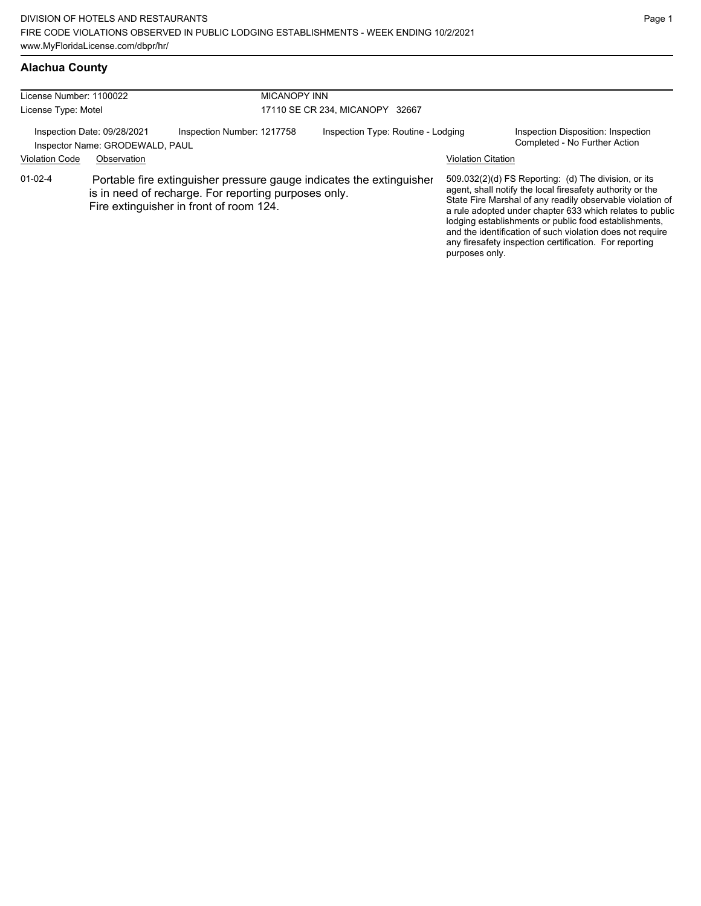DIVISION OF HOTELS AND RESTAURANTS
FIRE CODE VIOLATIONS OBSERVED IN PUBLIC LODGING ESTABLISHMENTS - WEEK ENDING 10/2/2021
www.MyFloridaLicense.com/dbpr/hr/

## Alachua County

License Number: 1100022 | MICANOPY INN
License Type: Motel | 17110 SE CR 234, MICANOPY 32667

Inspection Date: 09/28/2021 | Inspection Number: 1217758 | Inspection Type: Routine - Lodging | Inspection Disposition: Inspection Completed - No Further Action

Inspector Name: GRODEWALD, PAUL

| Violation Code | Observation | Violation Citation |
|---|---|---|
| 01-02-4 | Portable fire extinguisher pressure gauge indicates the extinguisher is in need of recharge. For reporting purposes only. Fire extinguisher in front of room 124. | 509.032(2)(d) FS Reporting: (d) The division, or its agent, shall notify the local firesafety authority or the State Fire Marshal of any readily observable violation of a rule adopted under chapter 633 which relates to public lodging establishments or public food establishments, and the identification of such violation does not require any firesafety inspection certification. For reporting purposes only. |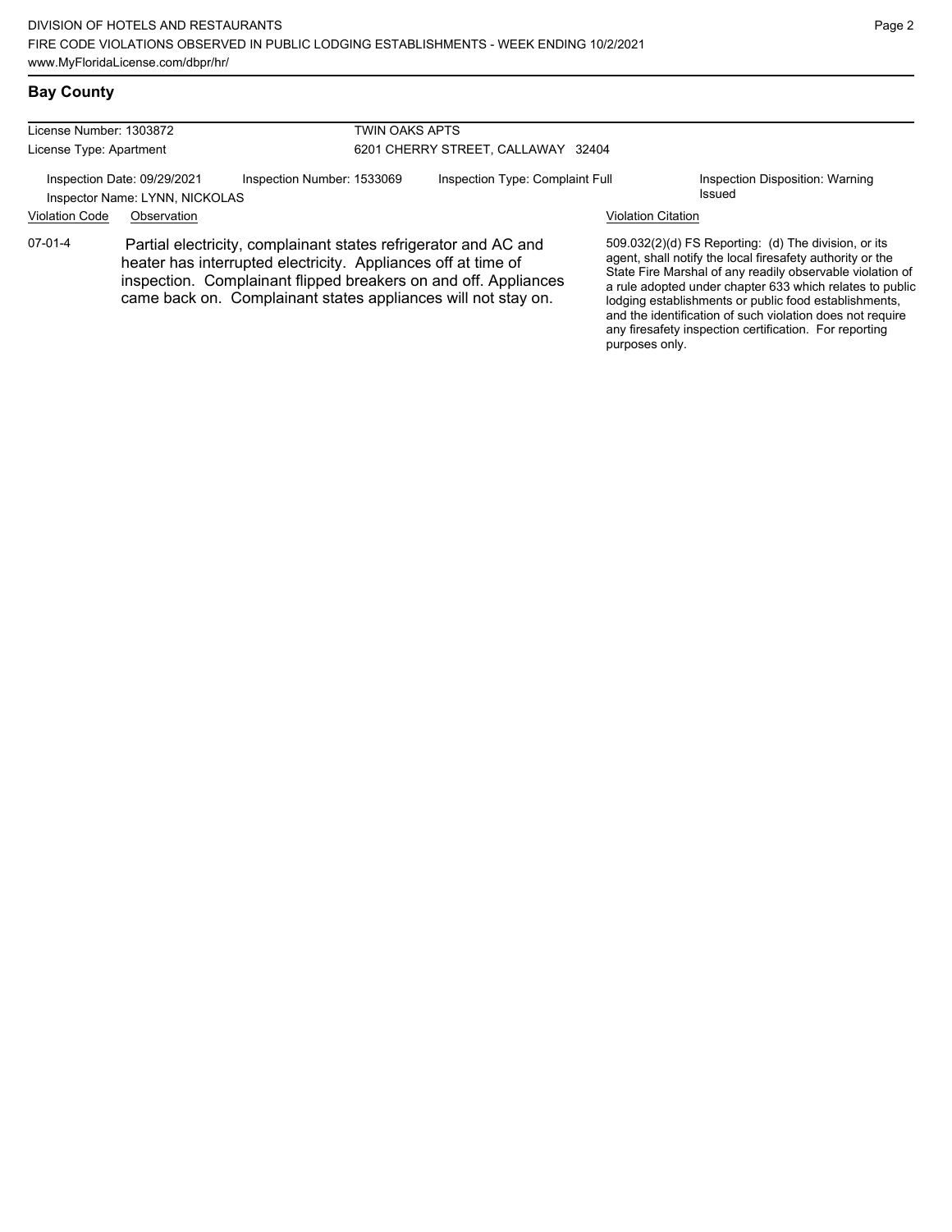## Bay County

License Number: 1303872
License Type: Apartment

TWIN OAKS APTS
6201 CHERRY STREET, CALLAWAY 32404

Inspection Date: 09/29/2021
Inspector Name: LYNN, NICKOLAS
Inspection Number: 1533069
Inspection Type: Complaint Full
Inspection Disposition: Warning Issued

| Violation Code | Observation | Violation Citation |
| --- | --- | --- |
| 07-01-4 | Partial electricity, complainant states refrigerator and AC and heater has interrupted electricity. Appliances off at time of inspection. Complainant flipped breakers on and off. Appliances came back on. Complainant states appliances will not stay on. | 509.032(2)(d) FS Reporting: (d) The division, or its agent, shall notify the local firesafety authority or the State Fire Marshal of any readily observable violation of a rule adopted under chapter 633 which relates to public lodging establishments or public food establishments, and the identification of such violation does not require any firesafety inspection certification. For reporting purposes only. |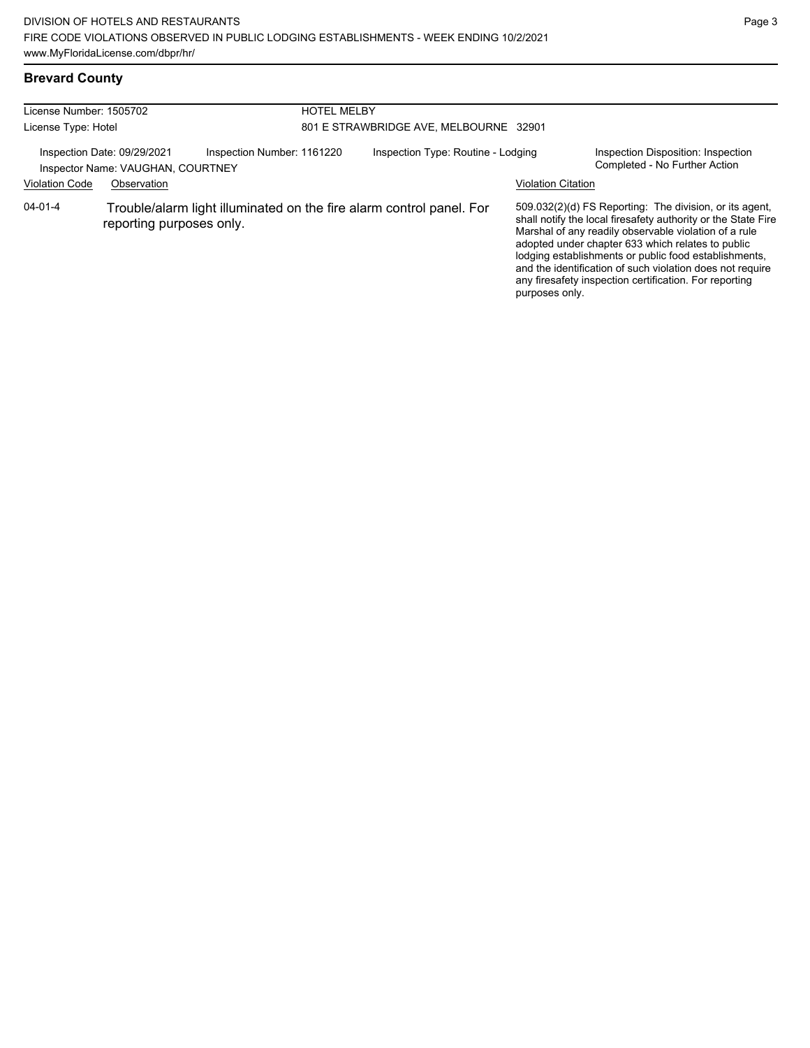## Brevard County

| License Number: 1505702 | HOTEL MELBY |
|---|---|
| License Type: Hotel | 801 E STRAWBRIDGE AVE, MELBOURNE 32901 |

Inspection Date: 09/29/2021 | Inspection Number: 1161220 | Inspection Type: Routine - Lodging | Inspection Disposition: Inspection Completed - No Further Action

Inspector Name: VAUGHAN, COURTNEY

| Violation Code | Observation | Violation Citation |
|---|---|---|
| 04-01-4 | Trouble/alarm light illuminated on the fire alarm control panel. For reporting purposes only. | 509.032(2)(d) FS Reporting: The division, or its agent, shall notify the local firesafety authority or the State Fire Marshal of any readily observable violation of a rule adopted under chapter 633 which relates to public lodging establishments or public food establishments, and the identification of such violation does not require any firesafety inspection certification. For reporting purposes only. |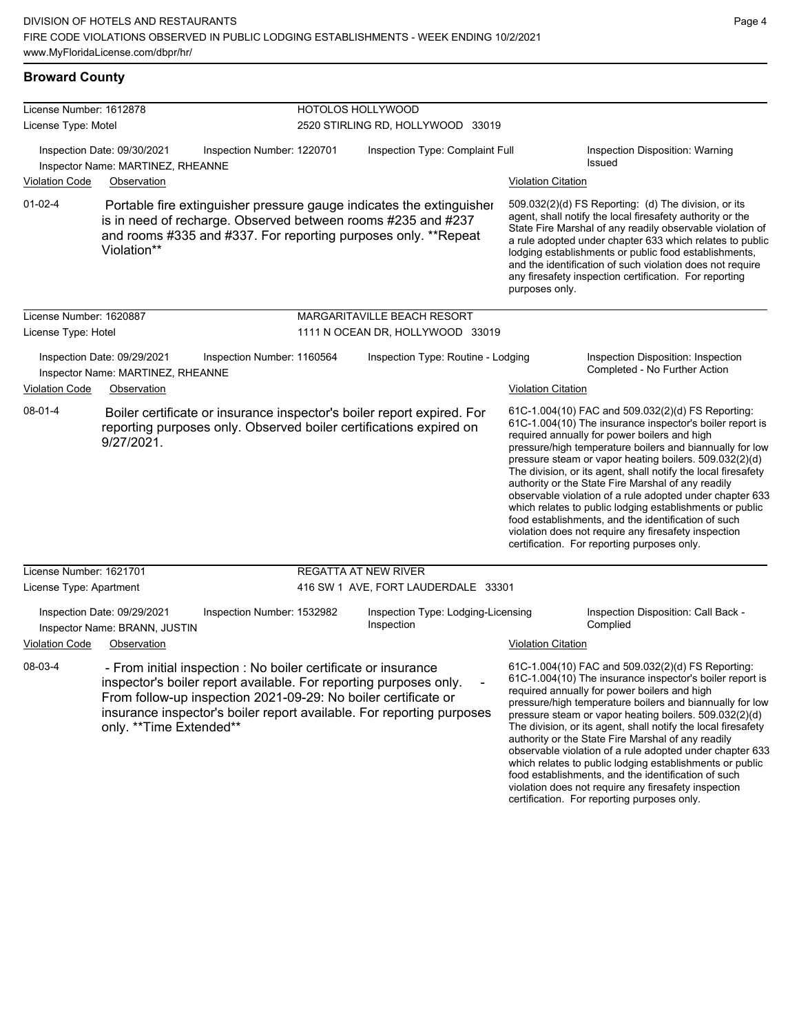## Broward County

**License Number:** 1612878 — **HOTOLOS HOLLYWOOD**
**License Type:** Motel — 2520 STIRLING RD, HOLLYWOOD 33019

Inspection Date: 09/30/2021 | Inspection Number: 1220701 | Inspection Type: Complaint Full | Inspection Disposition: Warning Issued
Inspector Name: MARTINEZ, RHEANNE

| Violation Code | Observation | Violation Citation |
|---|---|---|
| 01-02-4 | Portable fire extinguisher pressure gauge indicates the extinguisher is in need of recharge. Observed between rooms #235 and #237 and rooms #335 and #337. For reporting purposes only. **Repeat Violation** | 509.032(2)(d) FS Reporting: (d) The division, or its agent, shall notify the local firesafety authority or the State Fire Marshal of any readily observable violation of a rule adopted under chapter 633 which relates to public lodging establishments or public food establishments, and the identification of such violation does not require any firesafety inspection certification. For reporting purposes only. |

**License Number:** 1620887 — **MARGARITAVILLE BEACH RESORT**
**License Type:** Hotel — 1111 N OCEAN DR, HOLLYWOOD 33019

Inspection Date: 09/29/2021 | Inspection Number: 1160564 | Inspection Type: Routine - Lodging | Inspection Disposition: Inspection Completed - No Further Action
Inspector Name: MARTINEZ, RHEANNE

| Violation Code | Observation | Violation Citation |
|---|---|---|
| 08-01-4 | Boiler certificate or insurance inspector's boiler report expired. For reporting purposes only. Observed boiler certifications expired on 9/27/2021. | 61C-1.004(10) FAC and 509.032(2)(d) FS Reporting: 61C-1.004(10) The insurance inspector's boiler report is required annually for power boilers and high pressure/high temperature boilers and biannually for low pressure steam or vapor heating boilers. 509.032(2)(d) The division, or its agent, shall notify the local firesafety authority or the State Fire Marshal of any readily observable violation of a rule adopted under chapter 633 which relates to public lodging establishments or public food establishments, and the identification of such violation does not require any firesafety inspection certification. For reporting purposes only. |

**License Number:** 1621701 — **REGATTA AT NEW RIVER**
**License Type:** Apartment — 416 SW 1 AVE, FORT LAUDERDALE 33301

Inspection Date: 09/29/2021 | Inspection Number: 1532982 | Inspection Type: Lodging-Licensing Inspection | Inspection Disposition: Call Back - Complied
Inspector Name: BRANN, JUSTIN

| Violation Code | Observation | Violation Citation |
|---|---|---|
| 08-03-4 | - From initial inspection : No boiler certificate or insurance inspector's boiler report available. For reporting purposes only. - From follow-up inspection 2021-09-29: No boiler certificate or insurance inspector's boiler report available. For reporting purposes only. **Time Extended** | 61C-1.004(10) FAC and 509.032(2)(d) FS Reporting: 61C-1.004(10) The insurance inspector's boiler report is required annually for power boilers and high pressure/high temperature boilers and biannually for low pressure steam or vapor heating boilers. 509.032(2)(d) The division, or its agent, shall notify the local firesafety authority or the State Fire Marshal of any readily observable violation of a rule adopted under chapter 633 which relates to public lodging establishments or public food establishments, and the identification of such violation does not require any firesafety inspection certification. For reporting purposes only. |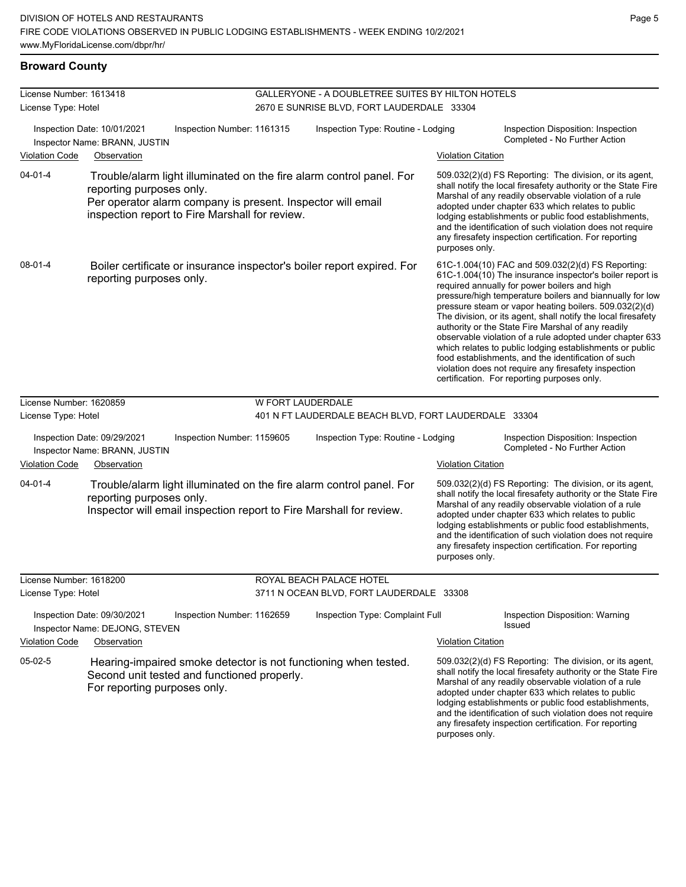## Broward County

**License Number:** 1613418
**License Type:** Hotel
**GALLERYONE - A DOUBLETREE SUITES BY HILTON HOTELS**
2670 E SUNRISE BLVD, FORT LAUDERDALE 33304

Inspection Date: 10/01/2021 | Inspection Number: 1161315 | Inspection Type: Routine - Lodging | Inspection Disposition: Inspection Completed - No Further Action
Inspector Name: BRANN, JUSTIN

| Violation Code | Observation | Violation Citation |
|---|---|---|
| 04-01-4 | Trouble/alarm light illuminated on the fire alarm control panel. For reporting purposes only. Per operator alarm company is present. Inspector will email inspection report to Fire Marshall for review. | 509.032(2)(d) FS Reporting: The division, or its agent, shall notify the local firesafety authority or the State Fire Marshal of any readily observable violation of a rule adopted under chapter 633 which relates to public lodging establishments or public food establishments, and the identification of such violation does not require any firesafety inspection certification. For reporting purposes only. |
| 08-01-4 | Boiler certificate or insurance inspector's boiler report expired. For reporting purposes only. | 61C-1.004(10) FAC and 509.032(2)(d) FS Reporting: 61C-1.004(10) The insurance inspector's boiler report is required annually for power boilers and high pressure/high temperature boilers and biannually for low pressure steam or vapor heating boilers. 509.032(2)(d) The division, or its agent, shall notify the local firesafety authority or the State Fire Marshal of any readily observable violation of a rule adopted under chapter 633 which relates to public lodging establishments or public food establishments, and the identification of such violation does not require any firesafety inspection certification. For reporting purposes only. |

**License Number:** 1620859
**License Type:** Hotel
**W FORT LAUDERDALE**
401 N FT LAUDERDALE BEACH BLVD, FORT LAUDERDALE 33304

Inspection Date: 09/29/2021 | Inspection Number: 1159605 | Inspection Type: Routine - Lodging | Inspection Disposition: Inspection Completed - No Further Action
Inspector Name: BRANN, JUSTIN

| Violation Code | Observation | Violation Citation |
|---|---|---|
| 04-01-4 | Trouble/alarm light illuminated on the fire alarm control panel. For reporting purposes only. Inspector will email inspection report to Fire Marshall for review. | 509.032(2)(d) FS Reporting: The division, or its agent, shall notify the local firesafety authority or the State Fire Marshal of any readily observable violation of a rule adopted under chapter 633 which relates to public lodging establishments or public food establishments, and the identification of such violation does not require any firesafety inspection certification. For reporting purposes only. |

**License Number:** 1618200
**License Type:** Hotel
**ROYAL BEACH PALACE HOTEL**
3711 N OCEAN BLVD, FORT LAUDERDALE 33308

Inspection Date: 09/30/2021 | Inspection Number: 1162659 | Inspection Type: Complaint Full | Inspection Disposition: Warning Issued
Inspector Name: DEJONG, STEVEN

| Violation Code | Observation | Violation Citation |
|---|---|---|
| 05-02-5 | Hearing-impaired smoke detector is not functioning when tested. Second unit tested and functioned properly. For reporting purposes only. | 509.032(2)(d) FS Reporting: The division, or its agent, shall notify the local firesafety authority or the State Fire Marshal of any readily observable violation of a rule adopted under chapter 633 which relates to public lodging establishments or public food establishments, and the identification of such violation does not require any firesafety inspection certification. For reporting purposes only. |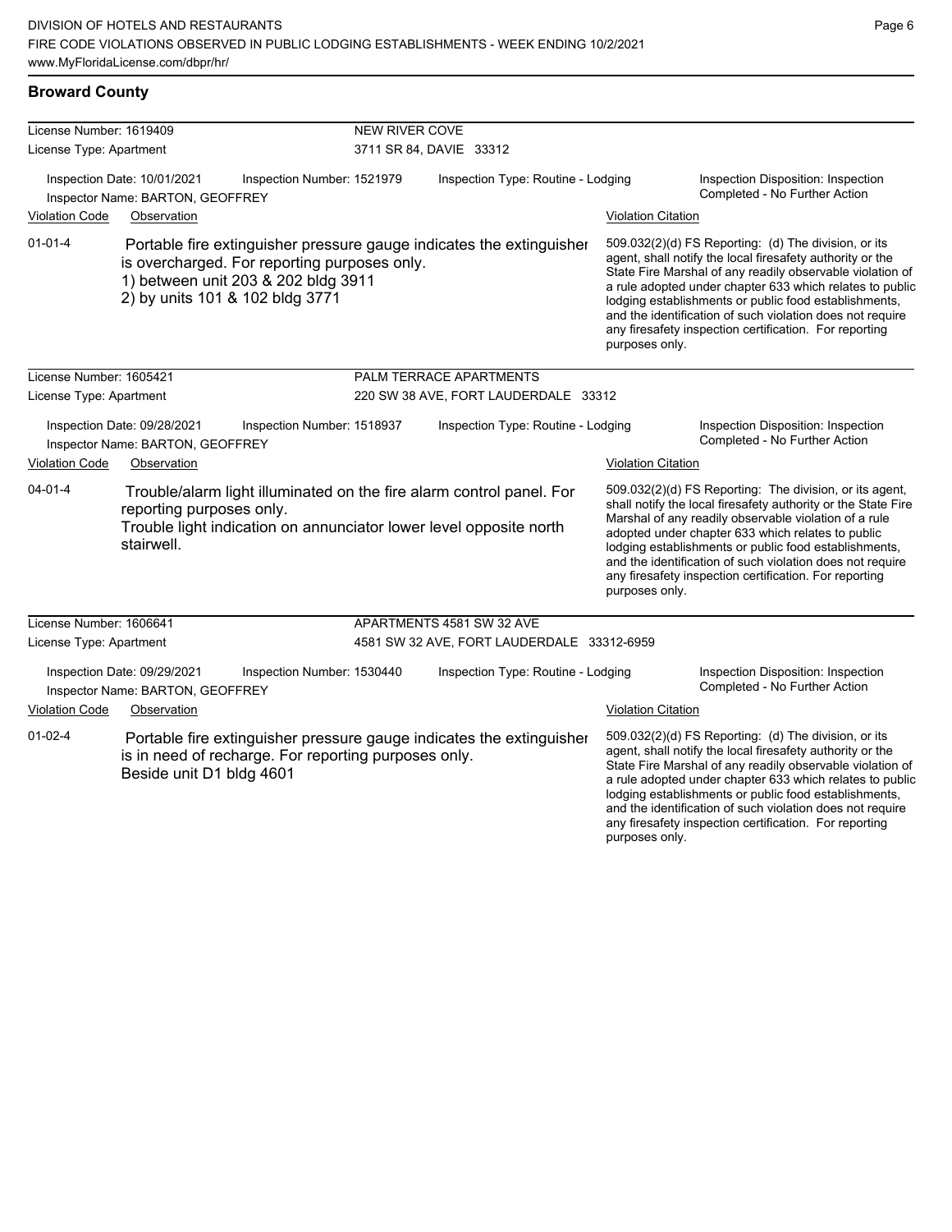## Broward County

**License Number:** 1619409 — **NEW RIVER COVE**
**License Type:** Apartment — 3711 SR 84, DAVIE 33312

Inspection Date: 10/01/2021 | Inspection Number: 1521979 | Inspection Type: Routine - Lodging | Inspection Disposition: Inspection Completed - No Further Action
Inspector Name: BARTON, GEOFFREY

| Violation Code | Observation | Violation Citation |
|---|---|---|
| 01-01-4 | Portable fire extinguisher pressure gauge indicates the extinguisher is overcharged. For reporting purposes only. 1) between unit 203 & 202 bldg 3911 2) by units 101 & 102 bldg 3771 | 509.032(2)(d) FS Reporting: (d) The division, or its agent, shall notify the local firesafety authority or the State Fire Marshal of any readily observable violation of a rule adopted under chapter 633 which relates to public lodging establishments or public food establishments, and the identification of such violation does not require any firesafety inspection certification. For reporting purposes only. |

**License Number:** 1605421 — **PALM TERRACE APARTMENTS**
**License Type:** Apartment — 220 SW 38 AVE, FORT LAUDERDALE 33312

Inspection Date: 09/28/2021 | Inspection Number: 1518937 | Inspection Type: Routine - Lodging | Inspection Disposition: Inspection Completed - No Further Action
Inspector Name: BARTON, GEOFFREY

| Violation Code | Observation | Violation Citation |
|---|---|---|
| 04-01-4 | Trouble/alarm light illuminated on the fire alarm control panel. For reporting purposes only. Trouble light indication on annunciator lower level opposite north stairwell. | 509.032(2)(d) FS Reporting: The division, or its agent, shall notify the local firesafety authority or the State Fire Marshal of any readily observable violation of a rule adopted under chapter 633 which relates to public lodging establishments or public food establishments, and the identification of such violation does not require any firesafety inspection certification. For reporting purposes only. |

**License Number:** 1606641 — **APARTMENTS 4581 SW 32 AVE**
**License Type:** Apartment — 4581 SW 32 AVE, FORT LAUDERDALE 33312-6959

Inspection Date: 09/29/2021 | Inspection Number: 1530440 | Inspection Type: Routine - Lodging | Inspection Disposition: Inspection Completed - No Further Action
Inspector Name: BARTON, GEOFFREY

| Violation Code | Observation | Violation Citation |
|---|---|---|
| 01-02-4 | Portable fire extinguisher pressure gauge indicates the extinguisher is in need of recharge. For reporting purposes only. Beside unit D1 bldg 4601 | 509.032(2)(d) FS Reporting: (d) The division, or its agent, shall notify the local firesafety authority or the State Fire Marshal of any readily observable violation of a rule adopted under chapter 633 which relates to public lodging establishments or public food establishments, and the identification of such violation does not require any firesafety inspection certification. For reporting purposes only. |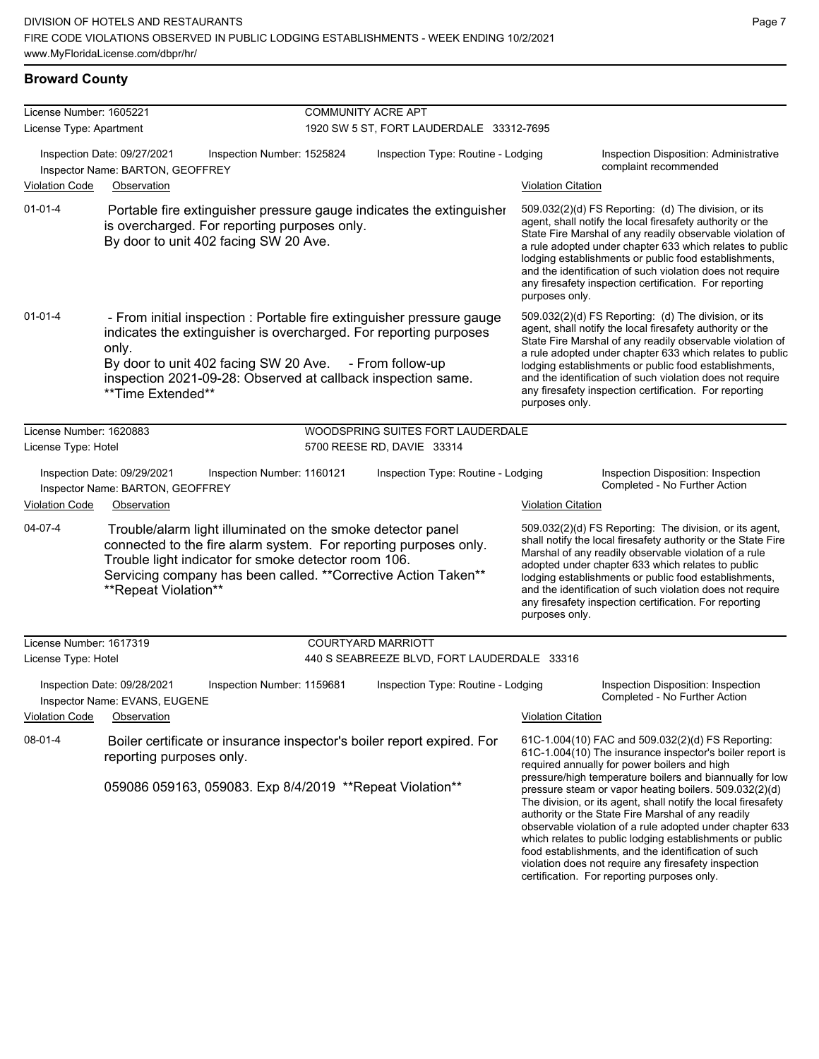## Broward County

**License Number:** 1605221 — **COMMUNITY ACRE APT**
**License Type:** Apartment — 1920 SW 5 ST, FORT LAUDERDALE 33312-7695

Inspection Date: 09/27/2021 | Inspection Number: 1525824 | Inspection Type: Routine - Lodging | Inspection Disposition: Administrative complaint recommended
Inspector Name: BARTON, GEOFFREY

| Violation Code | Observation | Violation Citation |
|---|---|---|
| 01-01-4 | Portable fire extinguisher pressure gauge indicates the extinguisher is overcharged. For reporting purposes only. By door to unit 402 facing SW 20 Ave. | 509.032(2)(d) FS Reporting: (d) The division, or its agent, shall notify the local firesafety authority or the State Fire Marshal of any readily observable violation of a rule adopted under chapter 633 which relates to public lodging establishments or public food establishments, and the identification of such violation does not require any firesafety inspection certification. For reporting purposes only. |
| 01-01-4 | - From initial inspection : Portable fire extinguisher pressure gauge indicates the extinguisher is overcharged. For reporting purposes only. By door to unit 402 facing SW 20 Ave. - From follow-up inspection 2021-09-28: Observed at callback inspection same. **Time Extended** | 509.032(2)(d) FS Reporting: (d) The division, or its agent, shall notify the local firesafety authority or the State Fire Marshal of any readily observable violation of a rule adopted under chapter 633 which relates to public lodging establishments or public food establishments, and the identification of such violation does not require any firesafety inspection certification. For reporting purposes only. |

**License Number:** 1620883 — **WOODSPRING SUITES FORT LAUDERDALE**
**License Type:** Hotel — 5700 REESE RD, DAVIE 33314

Inspection Date: 09/29/2021 | Inspection Number: 1160121 | Inspection Type: Routine - Lodging | Inspection Disposition: Inspection Completed - No Further Action
Inspector Name: BARTON, GEOFFREY

| Violation Code | Observation | Violation Citation |
|---|---|---|
| 04-07-4 | Trouble/alarm light illuminated on the smoke detector panel connected to the fire alarm system. For reporting purposes only. Trouble light indicator for smoke detector room 106. Servicing company has been called. **Corrective Action Taken** **Repeat Violation** | 509.032(2)(d) FS Reporting: The division, or its agent, shall notify the local firesafety authority or the State Fire Marshal of any readily observable violation of a rule adopted under chapter 633 which relates to public lodging establishments or public food establishments, and the identification of such violation does not require any firesafety inspection certification. For reporting purposes only. |

**License Number:** 1617319 — **COURTYARD MARRIOTT**
**License Type:** Hotel — 440 S SEABREEZE BLVD, FORT LAUDERDALE 33316

Inspection Date: 09/28/2021 | Inspection Number: 1159681 | Inspection Type: Routine - Lodging | Inspection Disposition: Inspection Completed - No Further Action
Inspector Name: EVANS, EUGENE

| Violation Code | Observation | Violation Citation |
|---|---|---|
| 08-01-4 | Boiler certificate or insurance inspector's boiler report expired. For reporting purposes only. 059086 059163, 059083. Exp 8/4/2019 **Repeat Violation** | 61C-1.004(10) FAC and 509.032(2)(d) FS Reporting: 61C-1.004(10) The insurance inspector's boiler report is required annually for power boilers and high pressure/high temperature boilers and biannually for low pressure steam or vapor heating boilers. 509.032(2)(d) The division, or its agent, shall notify the local firesafety authority or the State Fire Marshal of any readily observable violation of a rule adopted under chapter 633 which relates to public lodging establishments or public food establishments, and the identification of such violation does not require any firesafety inspection certification. For reporting purposes only. |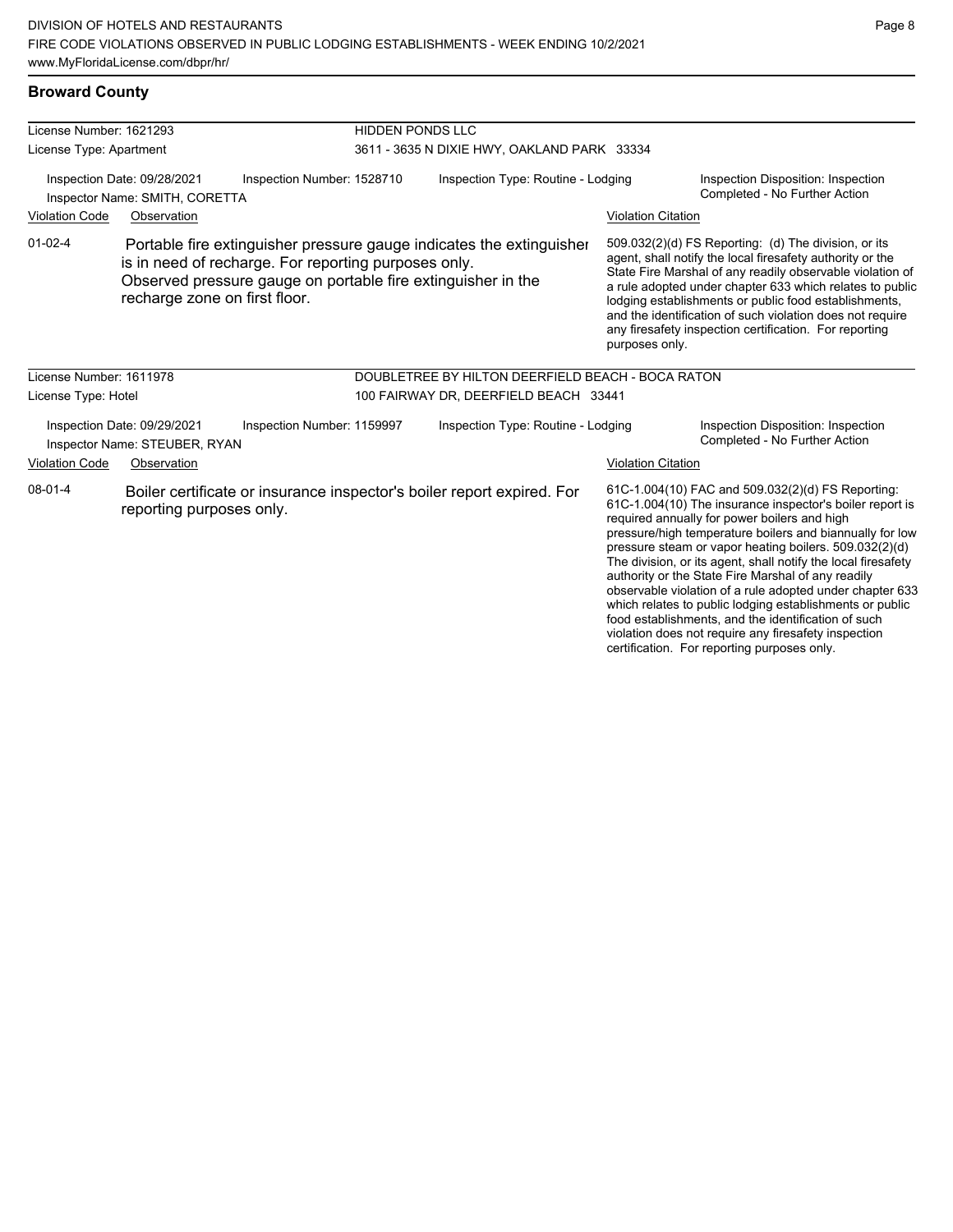## Broward County

License Number: 1621293
License Type: Apartment

HIDDEN PONDS LLC
3611 - 3635 N DIXIE HWY, OAKLAND PARK 33334

Inspection Date: 09/28/2021
Inspector Name: SMITH, CORETTA
Inspection Number: 1528710
Inspection Type: Routine - Lodging
Inspection Disposition: Inspection Completed - No Further Action

| Violation Code | Observation | Violation Citation |
| --- | --- | --- |
| 01-02-4 | Portable fire extinguisher pressure gauge indicates the extinguisher is in need of recharge. For reporting purposes only. Observed pressure gauge on portable fire extinguisher in the recharge zone on first floor. | 509.032(2)(d) FS Reporting: (d) The division, or its agent, shall notify the local firesafety authority or the State Fire Marshal of any readily observable violation of a rule adopted under chapter 633 which relates to public lodging establishments or public food establishments, and the identification of such violation does not require any firesafety inspection certification. For reporting purposes only. |

License Number: 1611978
License Type: Hotel

DOUBLETREE BY HILTON DEERFIELD BEACH - BOCA RATON
100 FAIRWAY DR, DEERFIELD BEACH 33441

Inspection Date: 09/29/2021
Inspector Name: STEUBER, RYAN
Inspection Number: 1159997
Inspection Type: Routine - Lodging
Inspection Disposition: Inspection Completed - No Further Action

| Violation Code | Observation | Violation Citation |
| --- | --- | --- |
| 08-01-4 | Boiler certificate or insurance inspector's boiler report expired. For reporting purposes only. | 61C-1.004(10) FAC and 509.032(2)(d) FS Reporting: 61C-1.004(10) The insurance inspector's boiler report is required annually for power boilers and high pressure/high temperature boilers and biannually for low pressure steam or vapor heating boilers. 509.032(2)(d) The division, or its agent, shall notify the local firesafety authority or the State Fire Marshal of any readily observable violation of a rule adopted under chapter 633 which relates to public lodging establishments or public food establishments, and the identification of such violation does not require any firesafety inspection certification. For reporting purposes only. |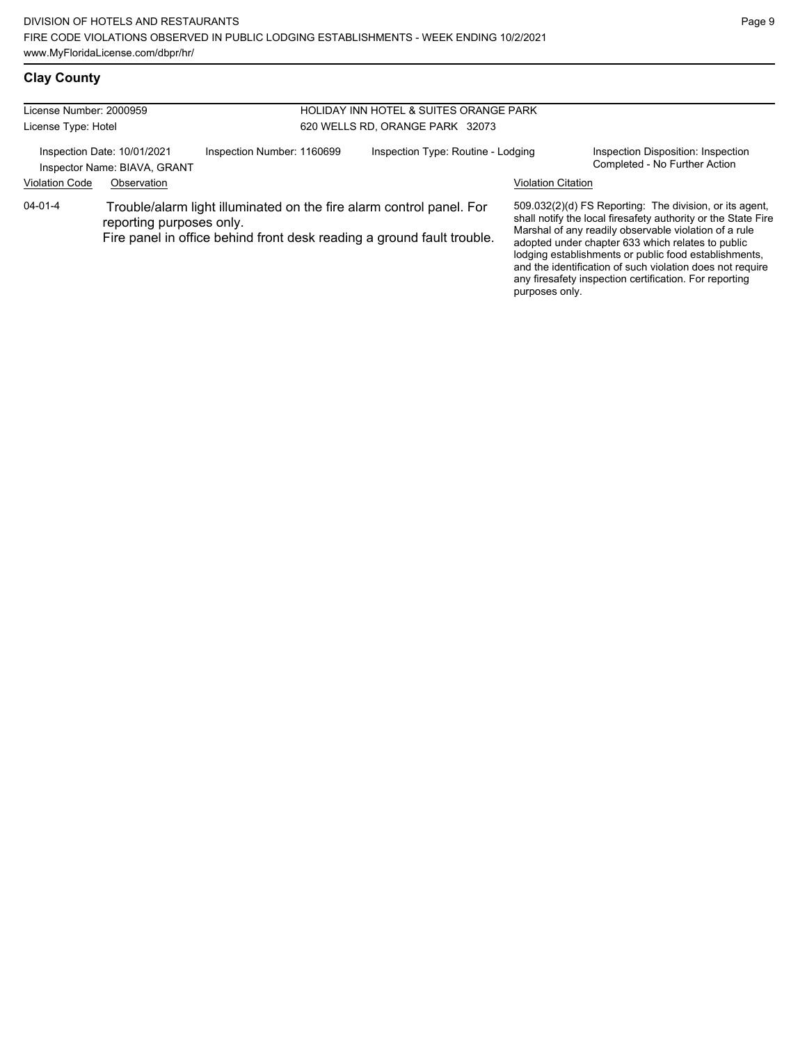## Clay County

License Number: 2000959
License Type: Hotel

HOLIDAY INN HOTEL & SUITES ORANGE PARK
620 WELLS RD, ORANGE PARK 32073

Inspection Date: 10/01/2021
Inspector Name: BIAVA, GRANT

Inspection Number: 1160699

Inspection Type: Routine - Lodging

Inspection Disposition: Inspection Completed - No Further Action

| Violation Code | Observation | Violation Citation |
| --- | --- | --- |
| 04-01-4 | Trouble/alarm light illuminated on the fire alarm control panel. For reporting purposes only. Fire panel in office behind front desk reading a ground fault trouble. | 509.032(2)(d) FS Reporting: The division, or its agent, shall notify the local firesafety authority or the State Fire Marshal of any readily observable violation of a rule adopted under chapter 633 which relates to public lodging establishments or public food establishments, and the identification of such violation does not require any firesafety inspection certification. For reporting purposes only. |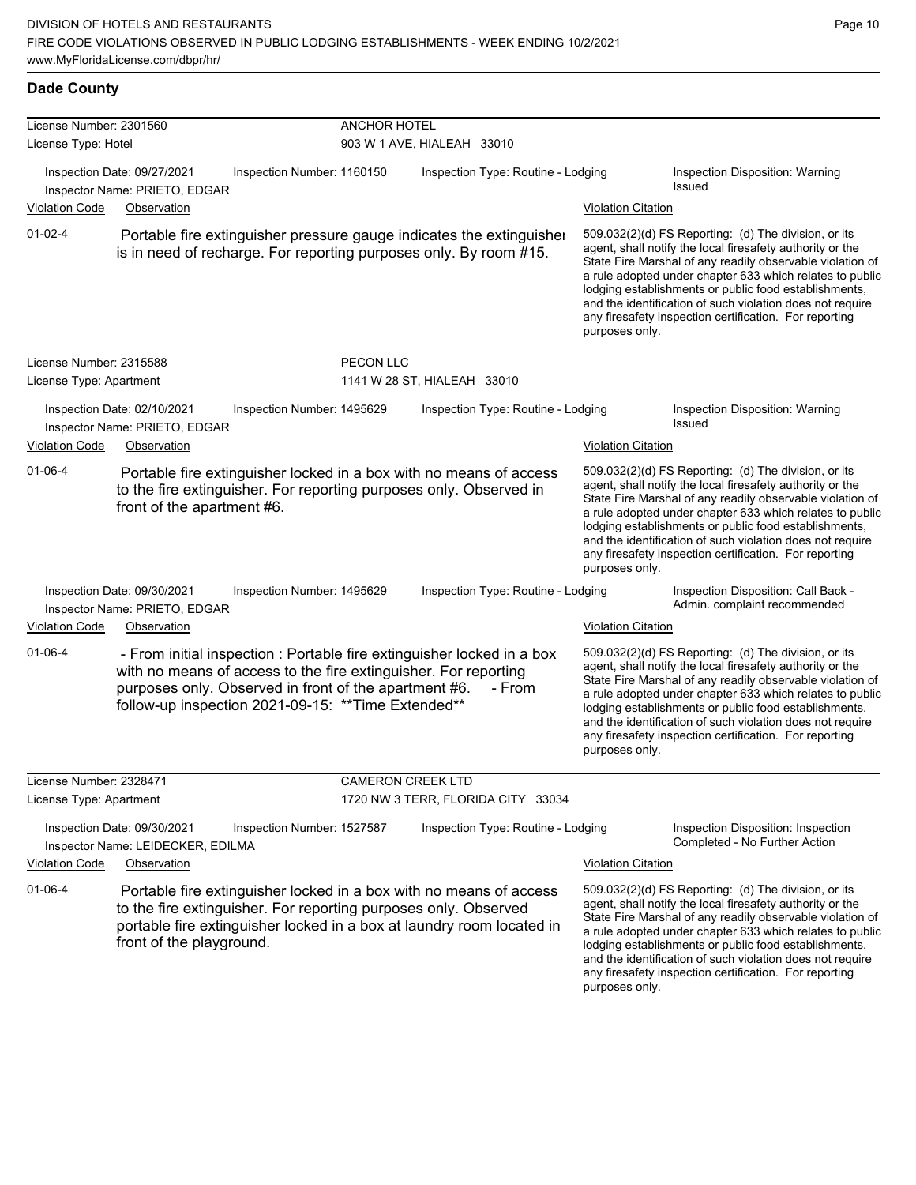DIVISION OF HOTELS AND RESTAURANTS
FIRE CODE VIOLATIONS OBSERVED IN PUBLIC LODGING ESTABLISHMENTS - WEEK ENDING 10/2/2021
www.MyFloridaLicense.com/dbpr/hr/

## Dade County

**License Number:** 2301560 — **ANCHOR HOTEL**
**License Type:** Hotel — 903 W 1 AVE, HIALEAH 33010

Inspection Date: 09/27/2021 | Inspection Number: 1160150 | Inspection Type: Routine - Lodging | Inspection Disposition: Warning Issued
Inspector Name: PRIETO, EDGAR

| Violation Code | Observation | Violation Citation |
| --- | --- | --- |
| 01-02-4 | Portable fire extinguisher pressure gauge indicates the extinguisher is in need of recharge. For reporting purposes only. By room #15. | 509.032(2)(d) FS Reporting: (d) The division, or its agent, shall notify the local firesafety authority or the State Fire Marshal of any readily observable violation of a rule adopted under chapter 633 which relates to public lodging establishments or public food establishments, and the identification of such violation does not require any firesafety inspection certification. For reporting purposes only. |

**License Number:** 2315588 — **PECON LLC**
**License Type:** Apartment — 1141 W 28 ST, HIALEAH 33010

Inspection Date: 02/10/2021 | Inspection Number: 1495629 | Inspection Type: Routine - Lodging | Inspection Disposition: Warning Issued
Inspector Name: PRIETO, EDGAR

| Violation Code | Observation | Violation Citation |
| --- | --- | --- |
| 01-06-4 | Portable fire extinguisher locked in a box with no means of access to the fire extinguisher. For reporting purposes only. Observed in front of the apartment #6. | 509.032(2)(d) FS Reporting: (d) The division, or its agent, shall notify the local firesafety authority or the State Fire Marshal of any readily observable violation of a rule adopted under chapter 633 which relates to public lodging establishments or public food establishments, and the identification of such violation does not require any firesafety inspection certification. For reporting purposes only. |

Inspection Date: 09/30/2021 | Inspection Number: 1495629 | Inspection Type: Routine - Lodging | Inspection Disposition: Call Back - Admin. complaint recommended
Inspector Name: PRIETO, EDGAR

| Violation Code | Observation | Violation Citation |
| --- | --- | --- |
| 01-06-4 | - From initial inspection : Portable fire extinguisher locked in a box with no means of access to the fire extinguisher. For reporting purposes only. Observed in front of the apartment #6. - From follow-up inspection 2021-09-15: **Time Extended** | 509.032(2)(d) FS Reporting: (d) The division, or its agent, shall notify the local firesafety authority or the State Fire Marshal of any readily observable violation of a rule adopted under chapter 633 which relates to public lodging establishments or public food establishments, and the identification of such violation does not require any firesafety inspection certification. For reporting purposes only. |

**License Number:** 2328471 — **CAMERON CREEK LTD**
**License Type:** Apartment — 1720 NW 3 TERR, FLORIDA CITY 33034

Inspection Date: 09/30/2021 | Inspection Number: 1527587 | Inspection Type: Routine - Lodging | Inspection Disposition: Inspection Completed - No Further Action
Inspector Name: LEIDECKER, EDILMA

| Violation Code | Observation | Violation Citation |
| --- | --- | --- |
| 01-06-4 | Portable fire extinguisher locked in a box with no means of access to the fire extinguisher. For reporting purposes only. Observed portable fire extinguisher locked in a box at laundry room located in front of the playground. | 509.032(2)(d) FS Reporting: (d) The division, or its agent, shall notify the local firesafety authority or the State Fire Marshal of any readily observable violation of a rule adopted under chapter 633 which relates to public lodging establishments or public food establishments, and the identification of such violation does not require any firesafety inspection certification. For reporting purposes only. |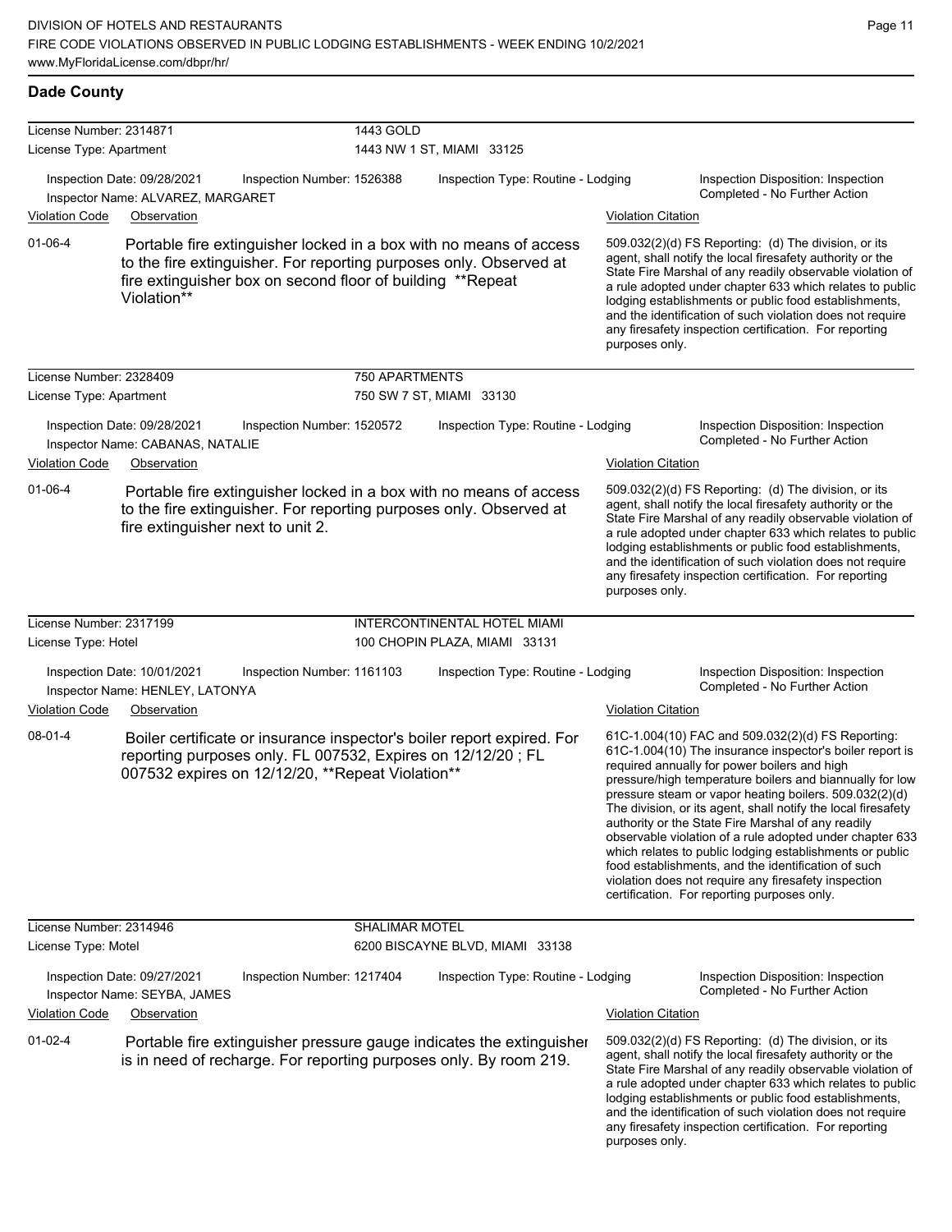## Dade County

**License Number:** 2314871 — **1443 GOLD**
**License Type:** Apartment — 1443 NW 1 ST, MIAMI 33125

Inspection Date: 09/28/2021 | Inspection Number: 1526388 | Inspection Type: Routine - Lodging | Inspection Disposition: Inspection Completed - No Further Action
Inspector Name: ALVAREZ, MARGARET

| Violation Code | Observation | Violation Citation |
|---|---|---|
| 01-06-4 | Portable fire extinguisher locked in a box with no means of access to the fire extinguisher. For reporting purposes only. Observed at fire extinguisher box on second floor of building **Repeat Violation** | 509.032(2)(d) FS Reporting: (d) The division, or its agent, shall notify the local firesafety authority or the State Fire Marshal of any readily observable violation of a rule adopted under chapter 633 which relates to public lodging establishments or public food establishments, and the identification of such violation does not require any firesafety inspection certification. For reporting purposes only. |

**License Number:** 2328409 — **750 APARTMENTS**
**License Type:** Apartment — 750 SW 7 ST, MIAMI 33130

Inspection Date: 09/28/2021 | Inspection Number: 1520572 | Inspection Type: Routine - Lodging | Inspection Disposition: Inspection Completed - No Further Action
Inspector Name: CABANAS, NATALIE

| Violation Code | Observation | Violation Citation |
|---|---|---|
| 01-06-4 | Portable fire extinguisher locked in a box with no means of access to the fire extinguisher. For reporting purposes only. Observed at fire extinguisher next to unit 2. | 509.032(2)(d) FS Reporting: (d) The division, or its agent, shall notify the local firesafety authority or the State Fire Marshal of any readily observable violation of a rule adopted under chapter 633 which relates to public lodging establishments or public food establishments, and the identification of such violation does not require any firesafety inspection certification. For reporting purposes only. |

**License Number:** 2317199 — **INTERCONTINENTAL HOTEL MIAMI**
**License Type:** Hotel — 100 CHOPIN PLAZA, MIAMI 33131

Inspection Date: 10/01/2021 | Inspection Number: 1161103 | Inspection Type: Routine - Lodging | Inspection Disposition: Inspection Completed - No Further Action
Inspector Name: HENLEY, LATONYA

| Violation Code | Observation | Violation Citation |
|---|---|---|
| 08-01-4 | Boiler certificate or insurance inspector's boiler report expired. For reporting purposes only. FL 007532, Expires on 12/12/20 ; FL 007532 expires on 12/12/20, **Repeat Violation** | 61C-1.004(10) FAC and 509.032(2)(d) FS Reporting: 61C-1.004(10) The insurance inspector's boiler report is required annually for power boilers and high pressure/high temperature boilers and biannually for low pressure steam or vapor heating boilers. 509.032(2)(d) The division, or its agent, shall notify the local firesafety authority or the State Fire Marshal of any readily observable violation of a rule adopted under chapter 633 which relates to public lodging establishments or public food establishments, and the identification of such violation does not require any firesafety inspection certification. For reporting purposes only. |

**License Number:** 2314946 — **SHALIMAR MOTEL**
**License Type:** Motel — 6200 BISCAYNE BLVD, MIAMI 33138

Inspection Date: 09/27/2021 | Inspection Number: 1217404 | Inspection Type: Routine - Lodging | Inspection Disposition: Inspection Completed - No Further Action
Inspector Name: SEYBA, JAMES

| Violation Code | Observation | Violation Citation |
|---|---|---|
| 01-02-4 | Portable fire extinguisher pressure gauge indicates the extinguisher is in need of recharge. For reporting purposes only. By room 219. | 509.032(2)(d) FS Reporting: (d) The division, or its agent, shall notify the local firesafety authority or the State Fire Marshal of any readily observable violation of a rule adopted under chapter 633 which relates to public lodging establishments or public food establishments, and the identification of such violation does not require any firesafety inspection certification. For reporting purposes only. |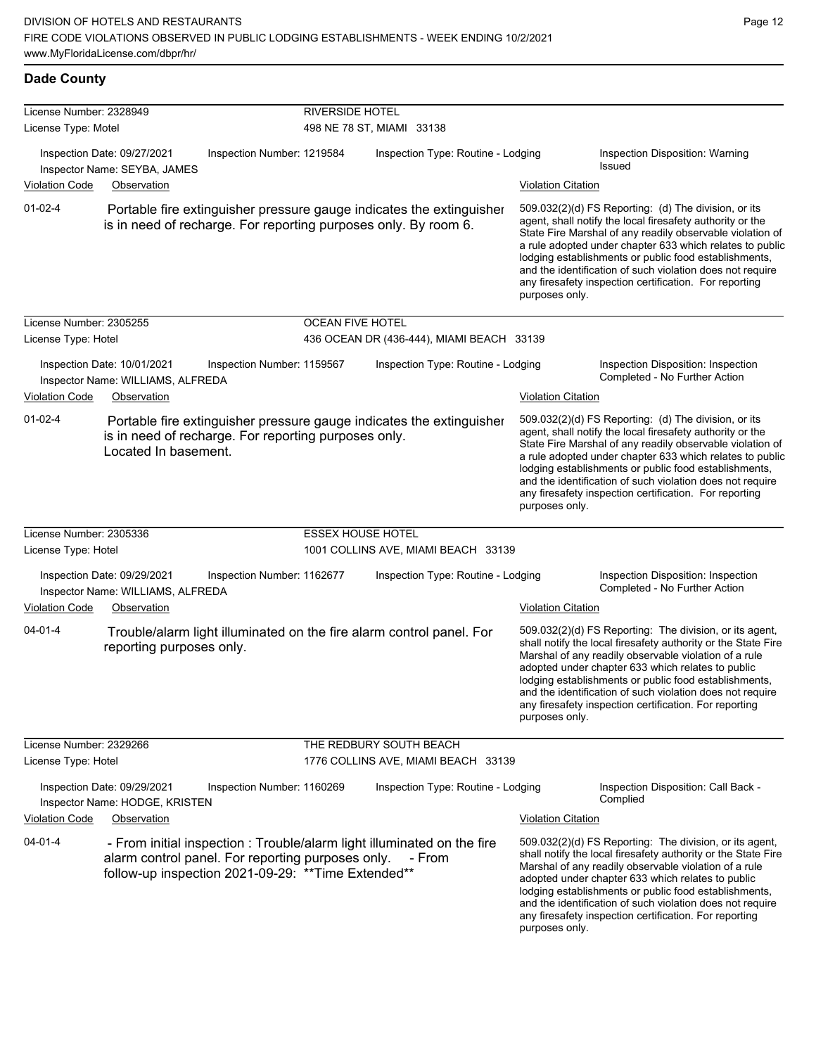## Dade County

**License Number:** 2328949 — **RIVERSIDE HOTEL**
**License Type:** Motel — 498 NE 78 ST, MIAMI 33138

Inspection Date: 09/27/2021 | Inspection Number: 1219584 | Inspection Type: Routine - Lodging | Inspection Disposition: Warning Issued
Inspector Name: SEYBA, JAMES

| Violation Code | Observation | Violation Citation |
|---|---|---|
| 01-02-4 | Portable fire extinguisher pressure gauge indicates the extinguisher is in need of recharge. For reporting purposes only. By room 6. | 509.032(2)(d) FS Reporting: (d) The division, or its agent, shall notify the local firesafety authority or the State Fire Marshal of any readily observable violation of a rule adopted under chapter 633 which relates to public lodging establishments or public food establishments, and the identification of such violation does not require any firesafety inspection certification. For reporting purposes only. |

**License Number:** 2305255 — **OCEAN FIVE HOTEL**
**License Type:** Hotel — 436 OCEAN DR (436-444), MIAMI BEACH 33139

Inspection Date: 10/01/2021 | Inspection Number: 1159567 | Inspection Type: Routine - Lodging | Inspection Disposition: Inspection Completed - No Further Action
Inspector Name: WILLIAMS, ALFREDA

| Violation Code | Observation | Violation Citation |
|---|---|---|
| 01-02-4 | Portable fire extinguisher pressure gauge indicates the extinguisher is in need of recharge. For reporting purposes only. Located In basement. | 509.032(2)(d) FS Reporting: (d) The division, or its agent, shall notify the local firesafety authority or the State Fire Marshal of any readily observable violation of a rule adopted under chapter 633 which relates to public lodging establishments or public food establishments, and the identification of such violation does not require any firesafety inspection certification. For reporting purposes only. |

**License Number:** 2305336 — **ESSEX HOUSE HOTEL**
**License Type:** Hotel — 1001 COLLINS AVE, MIAMI BEACH 33139

Inspection Date: 09/29/2021 | Inspection Number: 1162677 | Inspection Type: Routine - Lodging | Inspection Disposition: Inspection Completed - No Further Action
Inspector Name: WILLIAMS, ALFREDA

| Violation Code | Observation | Violation Citation |
|---|---|---|
| 04-01-4 | Trouble/alarm light illuminated on the fire alarm control panel. For reporting purposes only. | 509.032(2)(d) FS Reporting: The division, or its agent, shall notify the local firesafety authority or the State Fire Marshal of any readily observable violation of a rule adopted under chapter 633 which relates to public lodging establishments or public food establishments, and the identification of such violation does not require any firesafety inspection certification. For reporting purposes only. |

**License Number:** 2329266 — **THE REDBURY SOUTH BEACH**
**License Type:** Hotel — 1776 COLLINS AVE, MIAMI BEACH 33139

Inspection Date: 09/29/2021 | Inspection Number: 1160269 | Inspection Type: Routine - Lodging | Inspection Disposition: Call Back - Complied
Inspector Name: HODGE, KRISTEN

| Violation Code | Observation | Violation Citation |
|---|---|---|
| 04-01-4 | - From initial inspection : Trouble/alarm light illuminated on the fire alarm control panel. For reporting purposes only. - From follow-up inspection 2021-09-29: **Time Extended** | 509.032(2)(d) FS Reporting: The division, or its agent, shall notify the local firesafety authority or the State Fire Marshal of any readily observable violation of a rule adopted under chapter 633 which relates to public lodging establishments or public food establishments, and the identification of such violation does not require any firesafety inspection certification. For reporting purposes only. |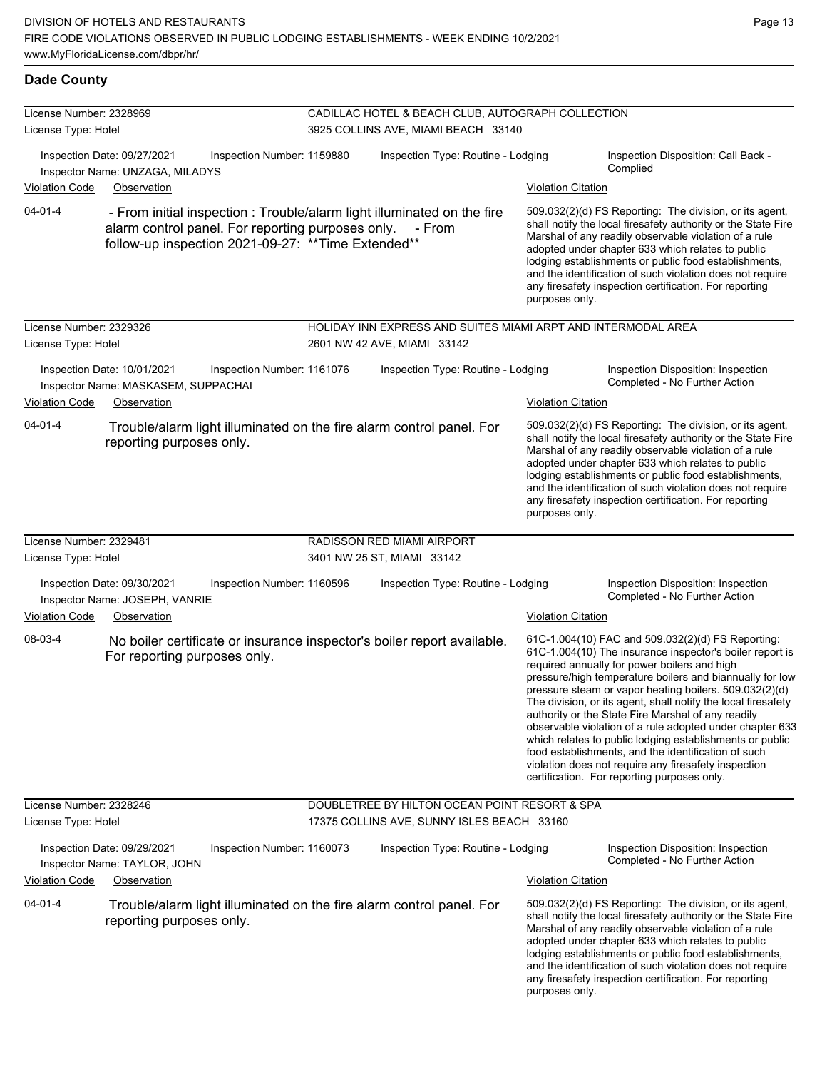## Dade County

**License Number:** 2328969
**License Type:** Hotel
**CADILLAC HOTEL & BEACH CLUB, AUTOGRAPH COLLECTION**
3925 COLLINS AVE, MIAMI BEACH 33140

Inspection Date: 09/27/2021 | Inspection Number: 1159880 | Inspection Type: Routine - Lodging | Inspection Disposition: Call Back - Complied
Inspector Name: UNZAGA, MILADYS

| Violation Code | Observation | Violation Citation |
| --- | --- | --- |
| 04-01-4 | - From initial inspection : Trouble/alarm light illuminated on the fire alarm control panel. For reporting purposes only. - From follow-up inspection 2021-09-27: **Time Extended** | 509.032(2)(d) FS Reporting: The division, or its agent, shall notify the local firesafety authority or the State Fire Marshal of any readily observable violation of a rule adopted under chapter 633 which relates to public lodging establishments or public food establishments, and the identification of such violation does not require any firesafety inspection certification. For reporting purposes only. |

**License Number:** 2329326
**License Type:** Hotel
**HOLIDAY INN EXPRESS AND SUITES MIAMI ARPT AND INTERMODAL AREA**
2601 NW 42 AVE, MIAMI 33142

Inspection Date: 10/01/2021 | Inspection Number: 1161076 | Inspection Type: Routine - Lodging | Inspection Disposition: Inspection Completed - No Further Action
Inspector Name: MASKASEM, SUPPACHAI

| Violation Code | Observation | Violation Citation |
| --- | --- | --- |
| 04-01-4 | Trouble/alarm light illuminated on the fire alarm control panel. For reporting purposes only. | 509.032(2)(d) FS Reporting: The division, or its agent, shall notify the local firesafety authority or the State Fire Marshal of any readily observable violation of a rule adopted under chapter 633 which relates to public lodging establishments or public food establishments, and the identification of such violation does not require any firesafety inspection certification. For reporting purposes only. |

**License Number:** 2329481
**License Type:** Hotel
**RADISSON RED MIAMI AIRPORT**
3401 NW 25 ST, MIAMI 33142

Inspection Date: 09/30/2021 | Inspection Number: 1160596 | Inspection Type: Routine - Lodging | Inspection Disposition: Inspection Completed - No Further Action
Inspector Name: JOSEPH, VANRIE

| Violation Code | Observation | Violation Citation |
| --- | --- | --- |
| 08-03-4 | No boiler certificate or insurance inspector's boiler report available. For reporting purposes only. | 61C-1.004(10) FAC and 509.032(2)(d) FS Reporting: 61C-1.004(10) The insurance inspector's boiler report is required annually for power boilers and high pressure/high temperature boilers and biannually for low pressure steam or vapor heating boilers. 509.032(2)(d) The division, or its agent, shall notify the local firesafety authority or the State Fire Marshal of any readily observable violation of a rule adopted under chapter 633 which relates to public lodging establishments or public food establishments, and the identification of such violation does not require any firesafety inspection certification. For reporting purposes only. |

**License Number:** 2328246
**License Type:** Hotel
**DOUBLETREE BY HILTON OCEAN POINT RESORT & SPA**
17375 COLLINS AVE, SUNNY ISLES BEACH 33160

Inspection Date: 09/29/2021 | Inspection Number: 1160073 | Inspection Type: Routine - Lodging | Inspection Disposition: Inspection Completed - No Further Action
Inspector Name: TAYLOR, JOHN

| Violation Code | Observation | Violation Citation |
| --- | --- | --- |
| 04-01-4 | Trouble/alarm light illuminated on the fire alarm control panel. For reporting purposes only. | 509.032(2)(d) FS Reporting: The division, or its agent, shall notify the local firesafety authority or the State Fire Marshal of any readily observable violation of a rule adopted under chapter 633 which relates to public lodging establishments or public food establishments, and the identification of such violation does not require any firesafety inspection certification. For reporting purposes only. |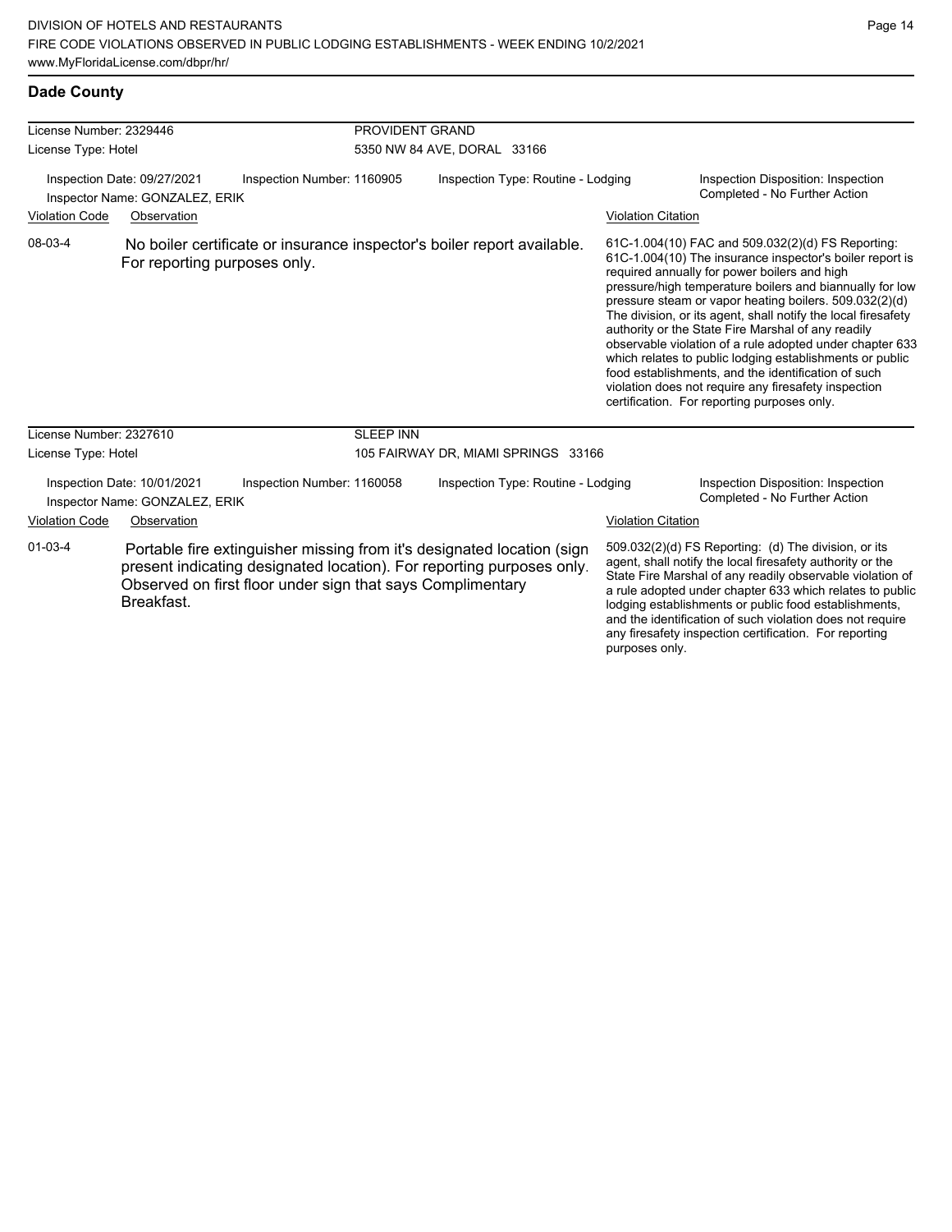## Dade County

**License Number:** 2329446
**License Type:** Hotel

**PROVIDENT GRAND**
5350 NW 84 AVE, DORAL 33166

Inspection Date: 09/27/2021
Inspection Number: 1160905
Inspection Type: Routine - Lodging
Inspection Disposition: Inspection Completed - No Further Action
Inspector Name: GONZALEZ, ERIK

| Violation Code | Observation | Violation Citation |
| --- | --- | --- |
| 08-03-4 | No boiler certificate or insurance inspector's boiler report available. For reporting purposes only. | 61C-1.004(10) FAC and 509.032(2)(d) FS Reporting: 61C-1.004(10) The insurance inspector's boiler report is required annually for power boilers and high pressure/high temperature boilers and biannually for low pressure steam or vapor heating boilers. 509.032(2)(d) The division, or its agent, shall notify the local firesafety authority or the State Fire Marshal of any readily observable violation of a rule adopted under chapter 633 which relates to public lodging establishments or public food establishments, and the identification of such violation does not require any firesafety inspection certification. For reporting purposes only. |

**License Number:** 2327610
**License Type:** Hotel

**SLEEP INN**
105 FAIRWAY DR, MIAMI SPRINGS 33166

Inspection Date: 10/01/2021
Inspection Number: 1160058
Inspection Type: Routine - Lodging
Inspection Disposition: Inspection Completed - No Further Action
Inspector Name: GONZALEZ, ERIK

| Violation Code | Observation | Violation Citation |
| --- | --- | --- |
| 01-03-4 | Portable fire extinguisher missing from it's designated location (sign present indicating designated location). For reporting purposes only. Observed on first floor under sign that says Complimentary Breakfast. | 509.032(2)(d) FS Reporting: (d) The division, or its agent, shall notify the local firesafety authority or the State Fire Marshal of any readily observable violation of a rule adopted under chapter 633 which relates to public lodging establishments or public food establishments, and the identification of such violation does not require any firesafety inspection certification. For reporting purposes only. |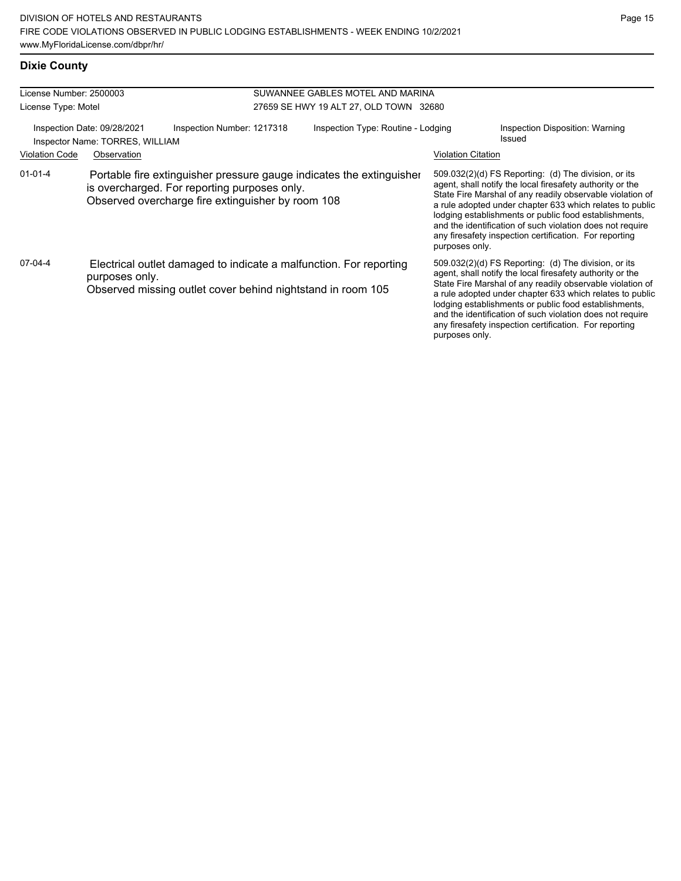## Dixie County

License Number: 2500003
License Type: Motel

SUWANNEE GABLES MOTEL AND MARINA
27659 SE HWY 19 ALT 27, OLD TOWN 32680

Inspection Date: 09/28/2021
Inspector Name: TORRES, WILLIAM
Inspection Number: 1217318
Inspection Type: Routine - Lodging
Inspection Disposition: Warning Issued

| Violation Code | Observation | Violation Citation |
|---|---|---|
| 01-01-4 | Portable fire extinguisher pressure gauge indicates the extinguisher is overcharged. For reporting purposes only. Observed overcharge fire extinguisher by room 108 | 509.032(2)(d) FS Reporting: (d) The division, or its agent, shall notify the local firesafety authority or the State Fire Marshal of any readily observable violation of a rule adopted under chapter 633 which relates to public lodging establishments or public food establishments, and the identification of such violation does not require any firesafety inspection certification. For reporting purposes only. |
| 07-04-4 | Electrical outlet damaged to indicate a malfunction. For reporting purposes only. Observed missing outlet cover behind nightstand in room 105 | 509.032(2)(d) FS Reporting: (d) The division, or its agent, shall notify the local firesafety authority or the State Fire Marshal of any readily observable violation of a rule adopted under chapter 633 which relates to public lodging establishments or public food establishments, and the identification of such violation does not require any firesafety inspection certification. For reporting purposes only. |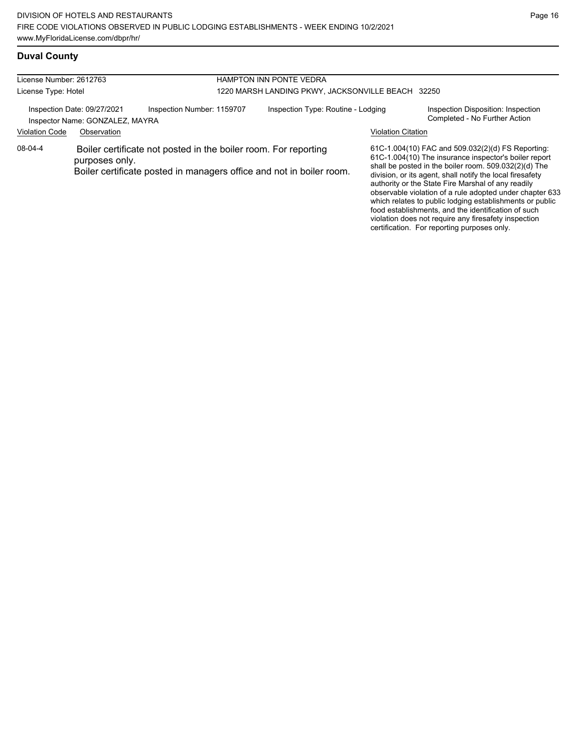## Duval County

| License Number: 2612763 | HAMPTON INN PONTE VEDRA |
| --- | --- |
| License Type: Hotel | 1220 MARSH LANDING PKWY, JACKSONVILLE BEACH 32250 |

Inspection Date: 09/27/2021 | Inspection Number: 1159707 | Inspection Type: Routine - Lodging | Inspection Disposition: Inspection Completed - No Further Action

Inspector Name: GONZALEZ, MAYRA

| Violation Code | Observation | Violation Citation |
| --- | --- | --- |
| 08-04-4 | Boiler certificate not posted in the boiler room. For reporting purposes only. Boiler certificate posted in managers office and not in boiler room. | 61C-1.004(10) FAC and 509.032(2)(d) FS Reporting: 61C-1.004(10) The insurance inspector's boiler report shall be posted in the boiler room. 509.032(2)(d) The division, or its agent, shall notify the local firesafety authority or the State Fire Marshal of any readily observable violation of a rule adopted under chapter 633 which relates to public lodging establishments or public food establishments, and the identification of such violation does not require any firesafety inspection certification. For reporting purposes only. |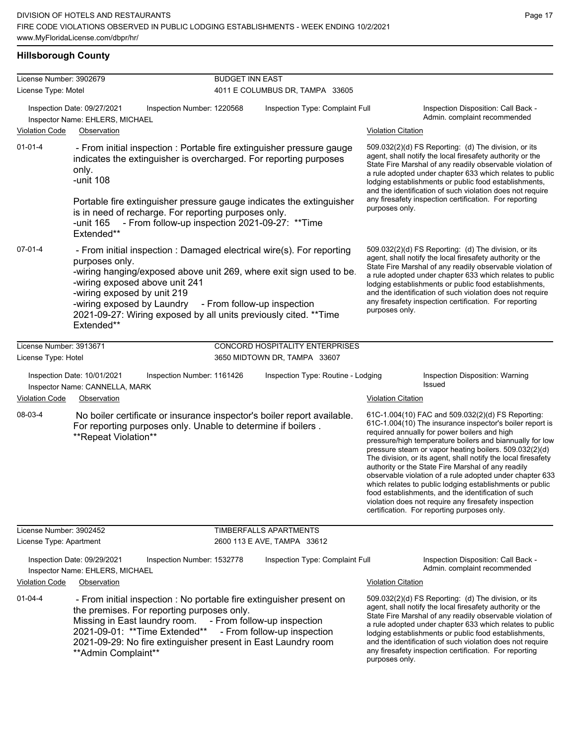## Hillsborough County

**License Number:** 3902679 — **BUDGET INN EAST**
**License Type:** Motel — 4011 E COLUMBUS DR, TAMPA 33605

Inspection Date: 09/27/2021 | Inspection Number: 1220568 | Inspection Type: Complaint Full | Inspection Disposition: Call Back - Admin. complaint recommended
Inspector Name: EHLERS, MICHAEL

| Violation Code | Observation | Violation Citation |
|---|---|---|
| 01-01-4 | - From initial inspection : Portable fire extinguisher pressure gauge indicates the extinguisher is overcharged. For reporting purposes only. -unit 108 Portable fire extinguisher pressure gauge indicates the extinguisher is in need of recharge. For reporting purposes only. -unit 165 - From follow-up inspection 2021-09-27: **Time Extended** | 509.032(2)(d) FS Reporting: (d) The division, or its agent, shall notify the local firesafety authority or the State Fire Marshal of any readily observable violation of a rule adopted under chapter 633 which relates to public lodging establishments or public food establishments, and the identification of such violation does not require any firesafety inspection certification. For reporting purposes only. |
| 07-01-4 | - From initial inspection : Damaged electrical wire(s). For reporting purposes only. -wiring hanging/exposed above unit 269, where exit sign used to be. -wiring exposed above unit 241 -wiring exposed by unit 219 -wiring exposed by Laundry - From follow-up inspection 2021-09-27: Wiring exposed by all units previously cited. **Time Extended** | 509.032(2)(d) FS Reporting: (d) The division, or its agent, shall notify the local firesafety authority or the State Fire Marshal of any readily observable violation of a rule adopted under chapter 633 which relates to public lodging establishments or public food establishments, and the identification of such violation does not require any firesafety inspection certification. For reporting purposes only. |

**License Number:** 3913671 — **CONCORD HOSPITALITY ENTERPRISES**
**License Type:** Hotel — 3650 MIDTOWN DR, TAMPA 33607

Inspection Date: 10/01/2021 | Inspection Number: 1161426 | Inspection Type: Routine - Lodging | Inspection Disposition: Warning Issued
Inspector Name: CANNELLA, MARK

| Violation Code | Observation | Violation Citation |
|---|---|---|
| 08-03-4 | No boiler certificate or insurance inspector's boiler report available. For reporting purposes only. Unable to determine if boilers . **Repeat Violation** | 61C-1.004(10) FAC and 509.032(2)(d) FS Reporting: 61C-1.004(10) The insurance inspector's boiler report is required annually for power boilers and high pressure/high temperature boilers and biannually for low pressure steam or vapor heating boilers. 509.032(2)(d) The division, or its agent, shall notify the local firesafety authority or the State Fire Marshal of any readily observable violation of a rule adopted under chapter 633 which relates to public lodging establishments or public food establishments, and the identification of such violation does not require any firesafety inspection certification. For reporting purposes only. |

**License Number:** 3902452 — **TIMBERFALLS APARTMENTS**
**License Type:** Apartment — 2600 113 E AVE, TAMPA 33612

Inspection Date: 09/29/2021 | Inspection Number: 1532778 | Inspection Type: Complaint Full | Inspection Disposition: Call Back - Admin. complaint recommended
Inspector Name: EHLERS, MICHAEL

| Violation Code | Observation | Violation Citation |
|---|---|---|
| 01-04-4 | - From initial inspection : No portable fire extinguisher present on the premises. For reporting purposes only. Missing in East laundry room. - From follow-up inspection 2021-09-01: **Time Extended** - From follow-up inspection 2021-09-29: No fire extinguisher present in East Laundry room **Admin Complaint** | 509.032(2)(d) FS Reporting: (d) The division, or its agent, shall notify the local firesafety authority or the State Fire Marshal of any readily observable violation of a rule adopted under chapter 633 which relates to public lodging establishments or public food establishments, and the identification of such violation does not require any firesafety inspection certification. For reporting purposes only. |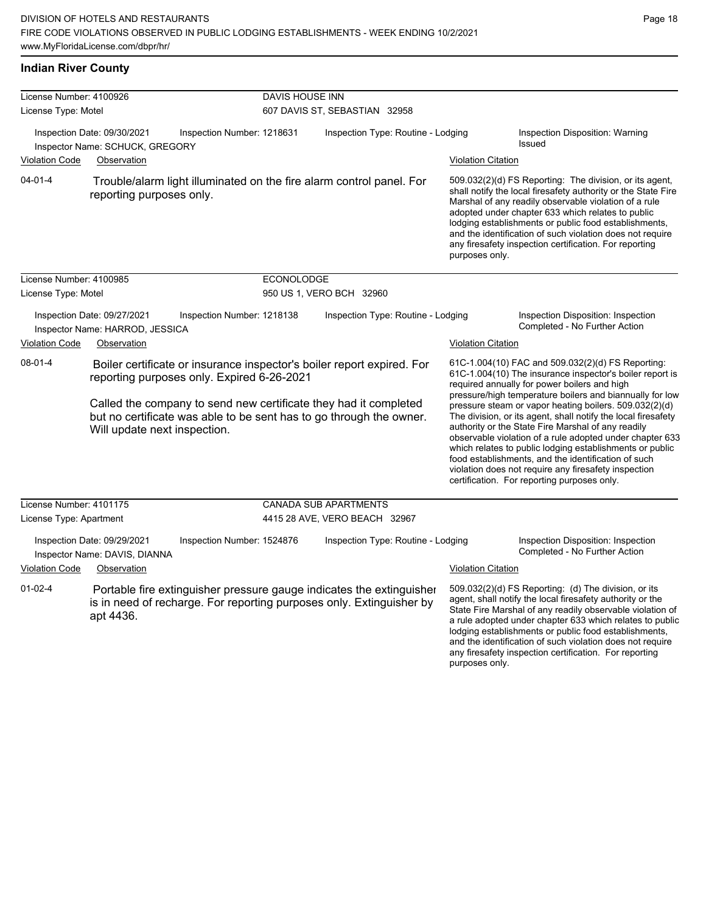## Indian River County

| License Number: 4100926 | DAVIS HOUSE INN |
|---|---|
| License Type: Motel | 607 DAVIS ST, SEBASTIAN 32958 |

Inspection Date: 09/30/2021 | Inspection Number: 1218631 | Inspection Type: Routine - Lodging | Inspection Disposition: Warning Issued
Inspector Name: SCHUCK, GREGORY

| Violation Code | Observation | Violation Citation |
|---|---|---|
| 04-01-4 | Trouble/alarm light illuminated on the fire alarm control panel. For reporting purposes only. | 509.032(2)(d) FS Reporting: The division, or its agent, shall notify the local firesafety authority or the State Fire Marshal of any readily observable violation of a rule adopted under chapter 633 which relates to public lodging establishments or public food establishments, and the identification of such violation does not require any firesafety inspection certification. For reporting purposes only. |

| License Number: 4100985 | ECONOLODGE |
|---|---|
| License Type: Motel | 950 US 1, VERO BCH 32960 |

Inspection Date: 09/27/2021 | Inspection Number: 1218138 | Inspection Type: Routine - Lodging | Inspection Disposition: Inspection Completed - No Further Action
Inspector Name: HARROD, JESSICA

| Violation Code | Observation | Violation Citation |
|---|---|---|
| 08-01-4 | Boiler certificate or insurance inspector's boiler report expired. For reporting purposes only. Expired 6-26-2021<br><br>Called the company to send new certificate they had it completed but no certificate was able to be sent has to go through the owner. Will update next inspection. | 61C-1.004(10) FAC and 509.032(2)(d) FS Reporting: 61C-1.004(10) The insurance inspector's boiler report is required annually for power boilers and high pressure/high temperature boilers and biannually for low pressure steam or vapor heating boilers. 509.032(2)(d) The division, or its agent, shall notify the local firesafety authority or the State Fire Marshal of any readily observable violation of a rule adopted under chapter 633 which relates to public lodging establishments or public food establishments, and the identification of such violation does not require any firesafety inspection certification. For reporting purposes only. |

| License Number: 4101175 | CANADA SUB APARTMENTS |
|---|---|
| License Type: Apartment | 4415 28 AVE, VERO BEACH 32967 |

Inspection Date: 09/29/2021 | Inspection Number: 1524876 | Inspection Type: Routine - Lodging | Inspection Disposition: Inspection Completed - No Further Action
Inspector Name: DAVIS, DIANNA

| Violation Code | Observation | Violation Citation |
|---|---|---|
| 01-02-4 | Portable fire extinguisher pressure gauge indicates the extinguisher is in need of recharge. For reporting purposes only. Extinguisher by apt 4436. | 509.032(2)(d) FS Reporting: (d) The division, or its agent, shall notify the local firesafety authority or the State Fire Marshal of any readily observable violation of a rule adopted under chapter 633 which relates to public lodging establishments or public food establishments, and the identification of such violation does not require any firesafety inspection certification. For reporting purposes only. |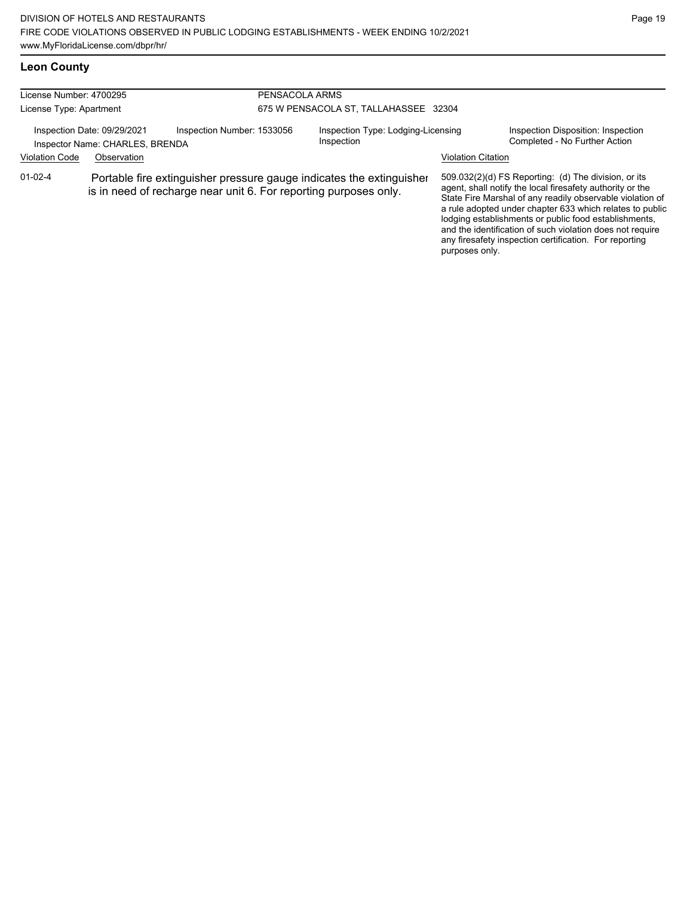## Leon County

| License Number: 4700295 | PENSACOLA ARMS |
| --- | --- |
| License Type: Apartment | 675 W PENSACOLA ST, TALLAHASSEE 32304 |

| Inspection Date: 09/29/2021 | Inspection Number: 1533056 | Inspection Type: Lodging-Licensing Inspection | Inspection Disposition: Inspection Completed - No Further Action |
| --- | --- | --- | --- |
| Inspector Name: CHARLES, BRENDA | | | |

| Violation Code | Observation | Violation Citation |
| --- | --- | --- |
| 01-02-4 | Portable fire extinguisher pressure gauge indicates the extinguisher is in need of recharge near unit 6. For reporting purposes only. | 509.032(2)(d) FS Reporting: (d) The division, or its agent, shall notify the local firesafety authority or the State Fire Marshal of any readily observable violation of a rule adopted under chapter 633 which relates to public lodging establishments or public food establishments, and the identification of such violation does not require any firesafety inspection certification. For reporting purposes only. |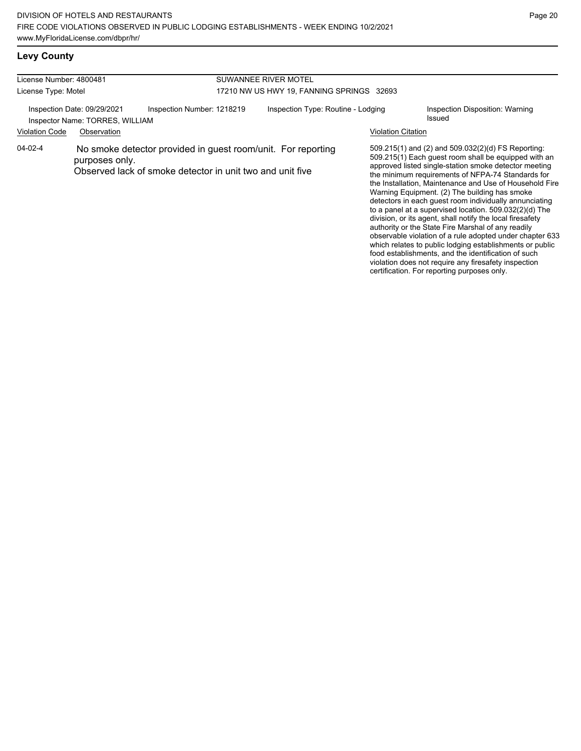## Levy County

| License Number: 4800481 | SUWANNEE RIVER MOTEL |
|---|---|
| License Type: Motel | 17210 NW US HWY 19, FANNING SPRINGS 32693 |

Inspection Date: 09/29/2021 | Inspection Number: 1218219 | Inspection Type: Routine - Lodging | Inspection Disposition: Warning Issued

Inspector Name: TORRES, WILLIAM

| Violation Code | Observation | Violation Citation |
|---|---|---|
| 04-02-4 | No smoke detector provided in guest room/unit. For reporting purposes only.<br>Observed lack of smoke detector in unit two and unit five | 509.215(1) and (2) and 509.032(2)(d) FS Reporting: 509.215(1) Each guest room shall be equipped with an approved listed single-station smoke detector meeting the minimum requirements of NFPA-74 Standards for the Installation, Maintenance and Use of Household Fire Warning Equipment. (2) The building has smoke detectors in each guest room individually annunciating to a panel at a supervised location. 509.032(2)(d) The division, or its agent, shall notify the local firesafety authority or the State Fire Marshal of any readily observable violation of a rule adopted under chapter 633 which relates to public lodging establishments or public food establishments, and the identification of such violation does not require any firesafety inspection certification. For reporting purposes only. |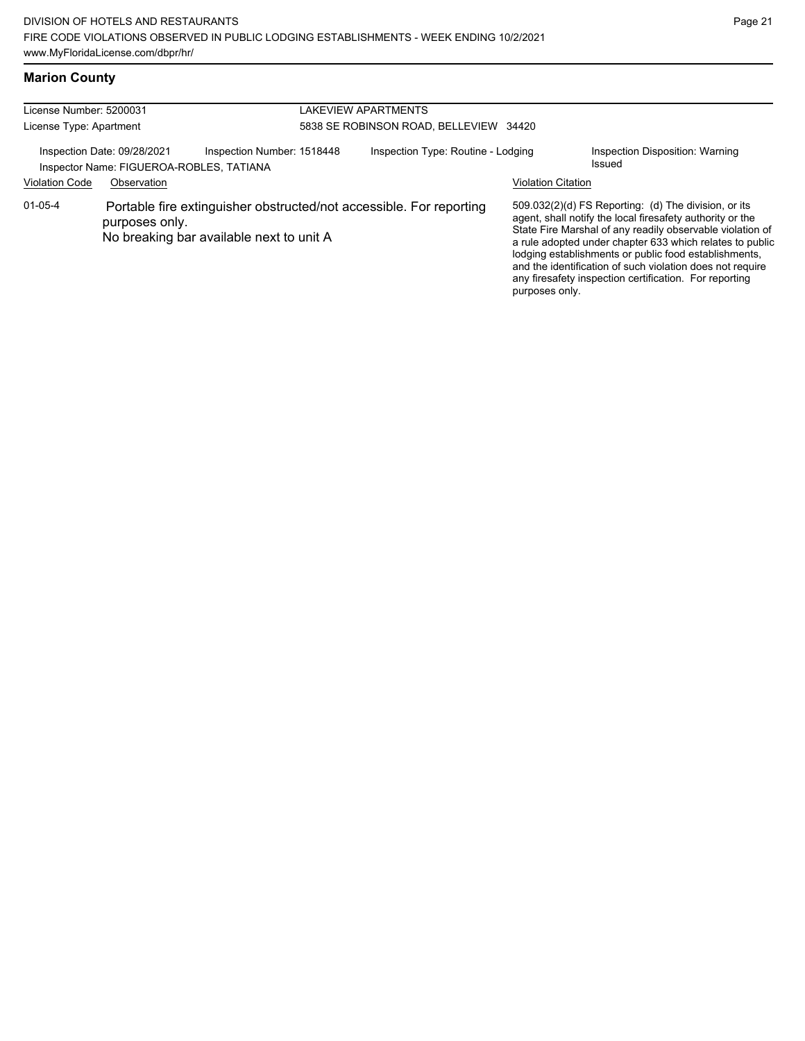## Marion County

| License Number: 5200031 | | LAKEVIEW APARTMENTS | |
|---|---|---|---|
| License Type: Apartment | | 5838 SE ROBINSON ROAD, BELLEVIEW 34420 | |
| Inspection Date: 09/28/2021 | Inspection Number: 1518448 | Inspection Type: Routine - Lodging | Inspection Disposition: Warning Issued |
| Inspector Name: FIGUEROA-ROBLES, TATIANA | | | |

| Violation Code | Observation | Violation Citation |
|---|---|---|
| 01-05-4 | Portable fire extinguisher obstructed/not accessible. For reporting purposes only.<br>No breaking bar available next to unit A | 509.032(2)(d) FS Reporting: (d) The division, or its agent, shall notify the local firesafety authority or the State Fire Marshal of any readily observable violation of a rule adopted under chapter 633 which relates to public lodging establishments or public food establishments, and the identification of such violation does not require any firesafety inspection certification. For reporting purposes only. |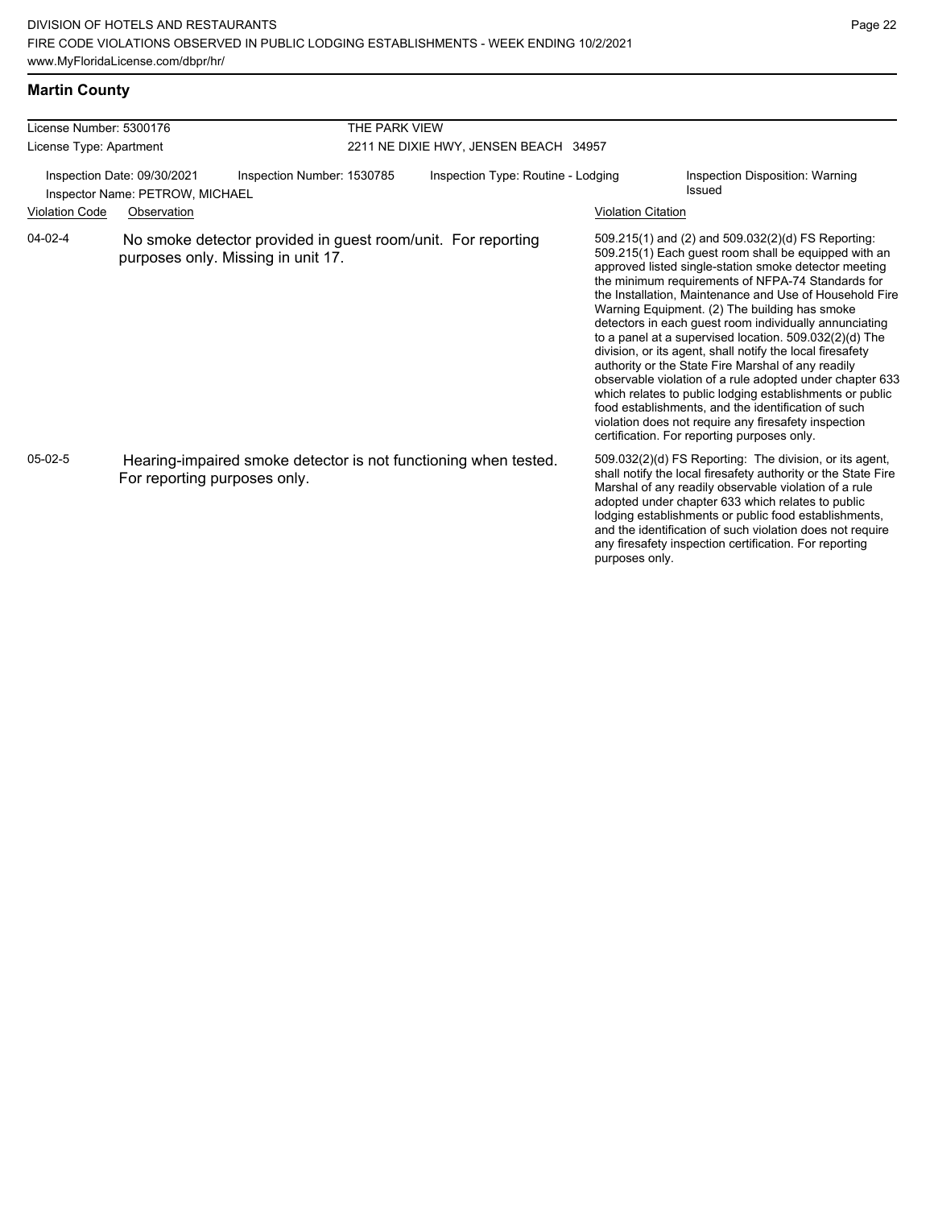## Martin County

| License Number: 5300176 | THE PARK VIEW |
|---|---|
| License Type: Apartment | 2211 NE DIXIE HWY, JENSEN BEACH 34957 |

| Inspection Date: 09/30/2021 | Inspection Number: 1530785 | Inspection Type: Routine - Lodging | Inspection Disposition: Warning Issued |
|---|---|---|---|
| Inspector Name: PETROW, MICHAEL | | | |

| Violation Code | Observation | Violation Citation |
|---|---|---|
| 04-02-4 | No smoke detector provided in guest room/unit. For reporting purposes only. Missing in unit 17. | 509.215(1) and (2) and 509.032(2)(d) FS Reporting: 509.215(1) Each guest room shall be equipped with an approved listed single-station smoke detector meeting the minimum requirements of NFPA-74 Standards for the Installation, Maintenance and Use of Household Fire Warning Equipment. (2) The building has smoke detectors in each guest room individually annunciating to a panel at a supervised location. 509.032(2)(d) The division, or its agent, shall notify the local firesafety authority or the State Fire Marshal of any readily observable violation of a rule adopted under chapter 633 which relates to public lodging establishments or public food establishments, and the identification of such violation does not require any firesafety inspection certification. For reporting purposes only. |
| 05-02-5 | Hearing-impaired smoke detector is not functioning when tested. For reporting purposes only. | 509.032(2)(d) FS Reporting: The division, or its agent, shall notify the local firesafety authority or the State Fire Marshal of any readily observable violation of a rule adopted under chapter 633 which relates to public lodging establishments or public food establishments, and the identification of such violation does not require any firesafety inspection certification. For reporting purposes only. |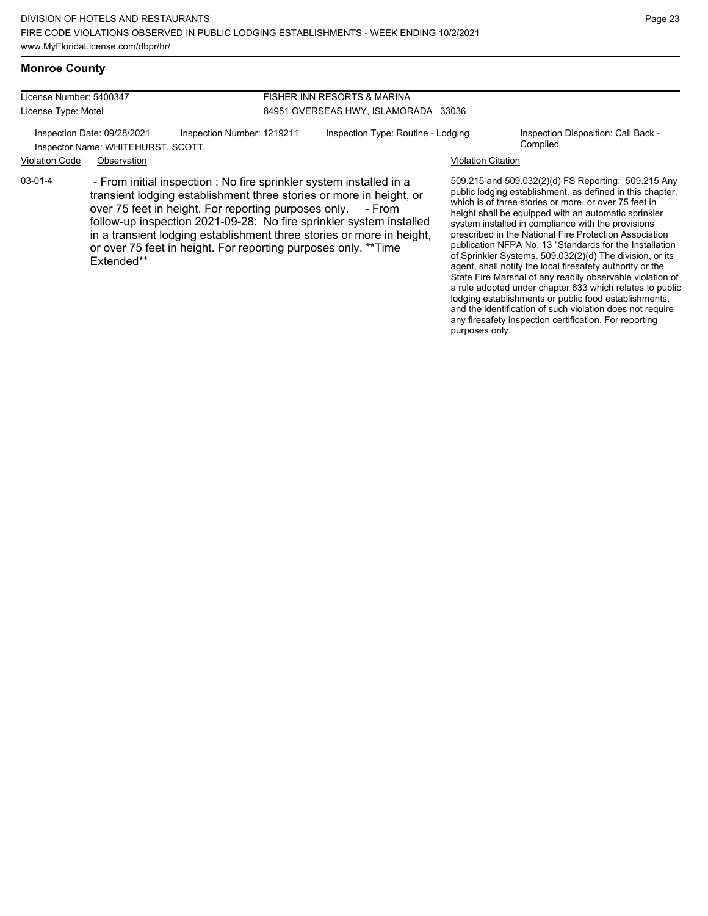## Monroe County

License Number: 5400347
License Type: Motel

FISHER INN RESORTS & MARINA
84951 OVERSEAS HWY, ISLAMORADA 33036

Inspection Date: 09/28/2021
Inspector Name: WHITEHURST, SCOTT
Inspection Number: 1219211
Inspection Type: Routine - Lodging
Inspection Disposition: Call Back - Complied

| Violation Code | Observation | Violation Citation |
| --- | --- | --- |
| 03-01-4 | - From initial inspection : No fire sprinkler system installed in a transient lodging establishment three stories or more in height, or over 75 feet in height. For reporting purposes only. - From follow-up inspection 2021-09-28: No fire sprinkler system installed in a transient lodging establishment three stories or more in height, or over 75 feet in height. For reporting purposes only. **Time Extended** | 509.215 and 509.032(2)(d) FS Reporting: 509.215 Any public lodging establishment, as defined in this chapter, which is of three stories or more, or over 75 feet in height shall be equipped with an automatic sprinkler system installed in compliance with the provisions prescribed in the National Fire Protection Association publication NFPA No. 13 "Standards for the Installation of Sprinkler Systems. 509.032(2)(d) The division, or its agent, shall notify the local firesafety authority or the State Fire Marshal of any readily observable violation of a rule adopted under chapter 633 which relates to public lodging establishments or public food establishments, and the identification of such violation does not require any firesafety inspection certification. For reporting purposes only. |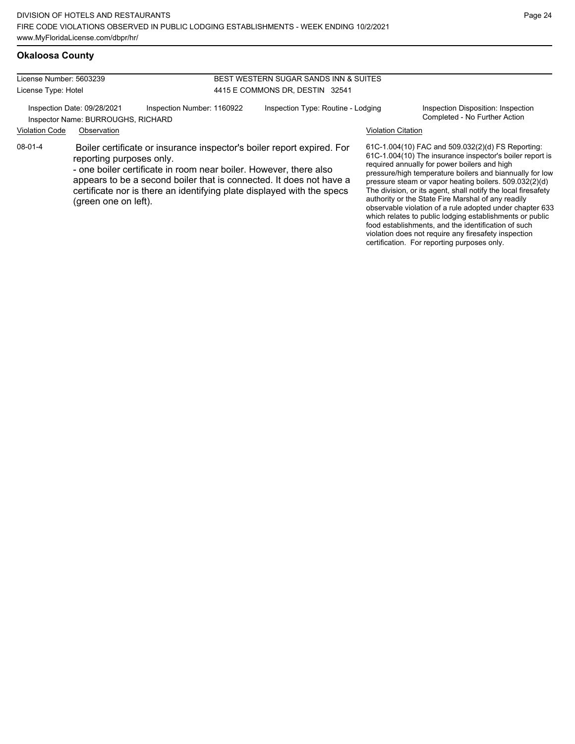## Okaloosa County

License Number: 5603239
License Type: Hotel

BEST WESTERN SUGAR SANDS INN & SUITES
4415 E COMMONS DR, DESTIN 32541

Inspection Date: 09/28/2021 | Inspection Number: 1160922 | Inspection Type: Routine - Lodging | Inspection Disposition: Inspection Completed - No Further Action

Inspector Name: BURROUGHS, RICHARD

| Violation Code | Observation | Violation Citation |
| --- | --- | --- |
| 08-01-4 | Boiler certificate or insurance inspector's boiler report expired. For reporting purposes only. - one boiler certificate in room near boiler. However, there also appears to be a second boiler that is connected. It does not have a certificate nor is there an identifying plate displayed with the specs (green one on left). | 61C-1.004(10) FAC and 509.032(2)(d) FS Reporting: 61C-1.004(10) The insurance inspector's boiler report is required annually for power boilers and high pressure/high temperature boilers and biannually for low pressure steam or vapor heating boilers. 509.032(2)(d) The division, or its agent, shall notify the local firesafety authority or the State Fire Marshal of any readily observable violation of a rule adopted under chapter 633 which relates to public lodging establishments or public food establishments, and the identification of such violation does not require any firesafety inspection certification. For reporting purposes only. |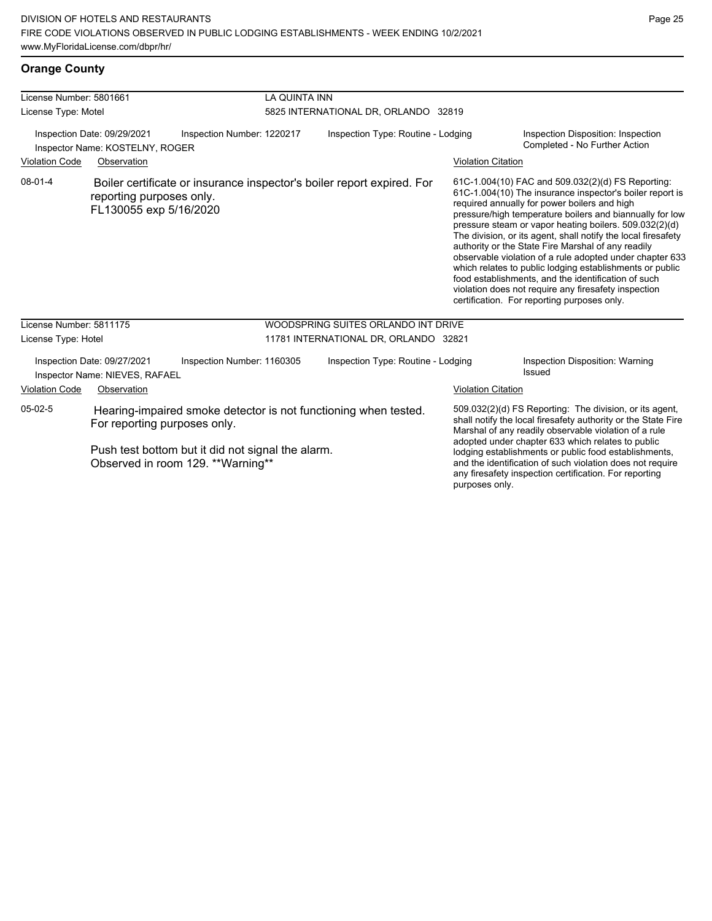## Orange County

| License Number: 5801661 | LA QUINTA INN |
|---|---|
| License Type: Motel | 5825 INTERNATIONAL DR, ORLANDO 32819 |

Inspection Date: 09/29/2021 | Inspection Number: 1220217 | Inspection Type: Routine - Lodging | Inspection Disposition: Inspection Completed - No Further Action

Inspector Name: KOSTELNY, ROGER

| Violation Code | Observation | Violation Citation |
|---|---|---|
| 08-01-4 | Boiler certificate or insurance inspector's boiler report expired. For reporting purposes only. FL130055 exp 5/16/2020 | 61C-1.004(10) FAC and 509.032(2)(d) FS Reporting: 61C-1.004(10) The insurance inspector's boiler report is required annually for power boilers and high pressure/high temperature boilers and biannually for low pressure steam or vapor heating boilers. 509.032(2)(d) The division, or its agent, shall notify the local firesafety authority or the State Fire Marshal of any readily observable violation of a rule adopted under chapter 633 which relates to public lodging establishments or public food establishments, and the identification of such violation does not require any firesafety inspection certification. For reporting purposes only. |

| License Number: 5811175 | WOODSPRING SUITES ORLANDO INT DRIVE |
|---|---|
| License Type: Hotel | 11781 INTERNATIONAL DR, ORLANDO 32821 |

Inspection Date: 09/27/2021 | Inspection Number: 1160305 | Inspection Type: Routine - Lodging | Inspection Disposition: Warning Issued

Inspector Name: NIEVES, RAFAEL

| Violation Code | Observation | Violation Citation |
|---|---|---|
| 05-02-5 | Hearing-impaired smoke detector is not functioning when tested. For reporting purposes only.<br><br>Push test bottom but it did not signal the alarm. Observed in room 129. **Warning** | 509.032(2)(d) FS Reporting: The division, or its agent, shall notify the local firesafety authority or the State Fire Marshal of any readily observable violation of a rule adopted under chapter 633 which relates to public lodging establishments or public food establishments, and the identification of such violation does not require any firesafety inspection certification. For reporting purposes only. |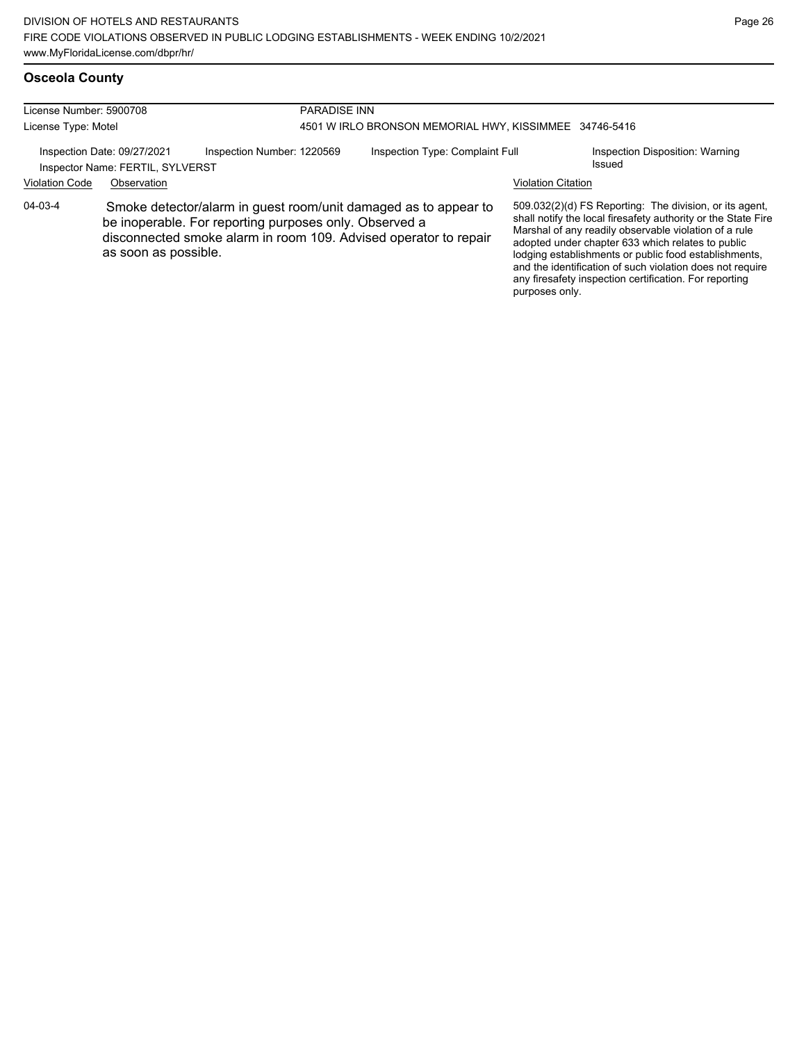## Osceola County

| License Number: 5900708 | | PARADISE INN | |
|---|---|---|---|
| License Type: Motel | | 4501 W IRLO BRONSON MEMORIAL HWY, KISSIMMEE 34746-5416 | |
| Inspection Date: 09/27/2021 | Inspection Number: 1220569 | Inspection Type: Complaint Full | Inspection Disposition: Warning Issued |
| Inspector Name: FERTIL, SYLVERST | | | |

| Violation Code | Observation | Violation Citation |
|---|---|---|
| 04-03-4 | Smoke detector/alarm in guest room/unit damaged as to appear to be inoperable. For reporting purposes only. Observed a disconnected smoke alarm in room 109. Advised operator to repair as soon as possible. | 509.032(2)(d) FS Reporting: The division, or its agent, shall notify the local firesafety authority or the State Fire Marshal of any readily observable violation of a rule adopted under chapter 633 which relates to public lodging establishments or public food establishments, and the identification of such violation does not require any firesafety inspection certification. For reporting purposes only. |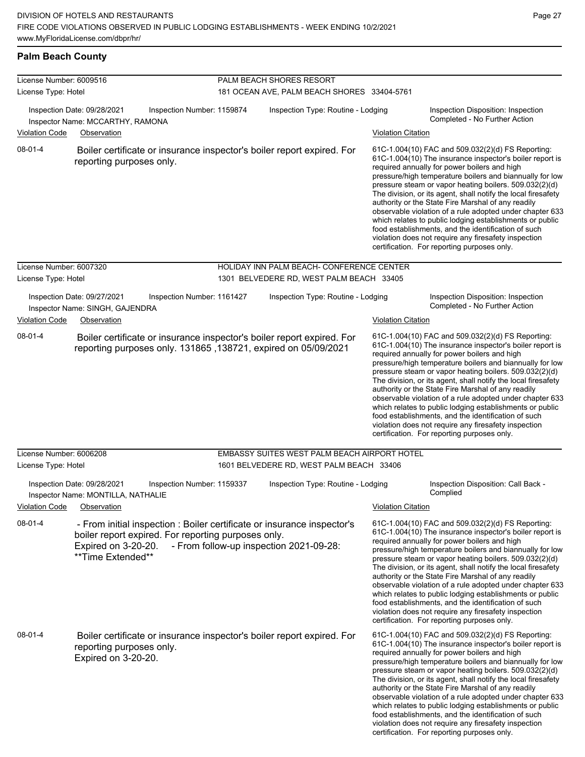## Palm Beach County

**License Number:** 6009516
**License Type:** Hotel
**PALM BEACH SHORES RESORT**
181 OCEAN AVE, PALM BEACH SHORES 33404-5761

Inspection Date: 09/28/2021 | Inspection Number: 1159874 | Inspection Type: Routine - Lodging | Inspection Disposition: Inspection Completed - No Further Action
Inspector Name: MCCARTHY, RAMONA

| Violation Code | Observation | Violation Citation |
| --- | --- | --- |
| 08-01-4 | Boiler certificate or insurance inspector's boiler report expired. For reporting purposes only. | 61C-1.004(10) FAC and 509.032(2)(d) FS Reporting: 61C-1.004(10) The insurance inspector's boiler report is required annually for power boilers and high pressure/high temperature boilers and biannually for low pressure steam or vapor heating boilers. 509.032(2)(d) The division, or its agent, shall notify the local firesafety authority or the State Fire Marshal of any readily observable violation of a rule adopted under chapter 633 which relates to public lodging establishments or public food establishments, and the identification of such violation does not require any firesafety inspection certification. For reporting purposes only. |

**License Number:** 6007320
**License Type:** Hotel
**HOLIDAY INN PALM BEACH- CONFERENCE CENTER**
1301 BELVEDERE RD, WEST PALM BEACH 33405

Inspection Date: 09/27/2021 | Inspection Number: 1161427 | Inspection Type: Routine - Lodging | Inspection Disposition: Inspection Completed - No Further Action
Inspector Name: SINGH, GAJENDRA

| Violation Code | Observation | Violation Citation |
| --- | --- | --- |
| 08-01-4 | Boiler certificate or insurance inspector's boiler report expired. For reporting purposes only. 131865 ,138721, expired on 05/09/2021 | 61C-1.004(10) FAC and 509.032(2)(d) FS Reporting: 61C-1.004(10) The insurance inspector's boiler report is required annually for power boilers and high pressure/high temperature boilers and biannually for low pressure steam or vapor heating boilers. 509.032(2)(d) The division, or its agent, shall notify the local firesafety authority or the State Fire Marshal of any readily observable violation of a rule adopted under chapter 633 which relates to public lodging establishments or public food establishments, and the identification of such violation does not require any firesafety inspection certification. For reporting purposes only. |

**License Number:** 6006208
**License Type:** Hotel
**EMBASSY SUITES WEST PALM BEACH AIRPORT HOTEL**
1601 BELVEDERE RD, WEST PALM BEACH 33406

Inspection Date: 09/28/2021 | Inspection Number: 1159337 | Inspection Type: Routine - Lodging | Inspection Disposition: Call Back - Complied
Inspector Name: MONTILLA, NATHALIE

| Violation Code | Observation | Violation Citation |
| --- | --- | --- |
| 08-01-4 | - From initial inspection : Boiler certificate or insurance inspector's boiler report expired. For reporting purposes only. Expired on 3-20-20. - From follow-up inspection 2021-09-28: **Time Extended** | 61C-1.004(10) FAC and 509.032(2)(d) FS Reporting: 61C-1.004(10) The insurance inspector's boiler report is required annually for power boilers and high pressure/high temperature boilers and biannually for low pressure steam or vapor heating boilers. 509.032(2)(d) The division, or its agent, shall notify the local firesafety authority or the State Fire Marshal of any readily observable violation of a rule adopted under chapter 633 which relates to public lodging establishments or public food establishments, and the identification of such violation does not require any firesafety inspection certification. For reporting purposes only. |
| 08-01-4 | Boiler certificate or insurance inspector's boiler report expired. For reporting purposes only. Expired on 3-20-20. | 61C-1.004(10) FAC and 509.032(2)(d) FS Reporting: 61C-1.004(10) The insurance inspector's boiler report is required annually for power boilers and high pressure/high temperature boilers and biannually for low pressure steam or vapor heating boilers. 509.032(2)(d) The division, or its agent, shall notify the local firesafety authority or the State Fire Marshal of any readily observable violation of a rule adopted under chapter 633 which relates to public lodging establishments or public food establishments, and the identification of such violation does not require any firesafety inspection certification. For reporting purposes only. |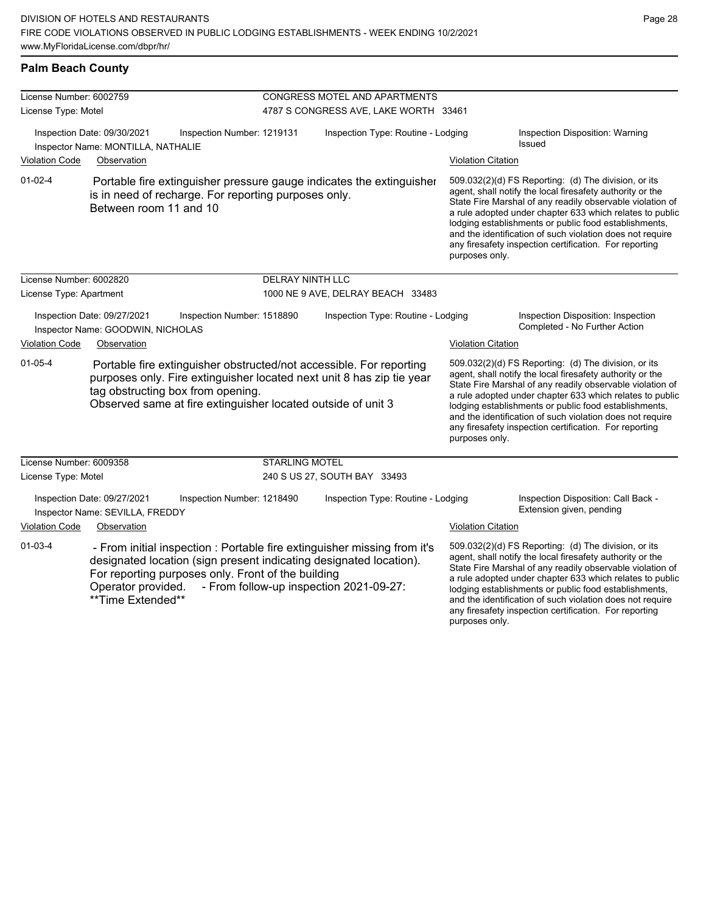## Palm Beach County

**License Number:** 6002759
**License Type:** Motel

**CONGRESS MOTEL AND APARTMENTS**
4787 S CONGRESS AVE, LAKE WORTH 33461

**Inspection Date:** 09/30/2021
**Inspection Number:** 1219131
**Inspection Type:** Routine - Lodging
**Inspection Disposition:** Warning Issued
**Inspector Name:** MONTILLA, NATHALIE

| Violation Code | Observation | Violation Citation |
| --- | --- | --- |
| 01-02-4 | Portable fire extinguisher pressure gauge indicates the extinguisher is in need of recharge. For reporting purposes only. Between room 11 and 10 | 509.032(2)(d) FS Reporting: (d) The division, or its agent, shall notify the local firesafety authority or the State Fire Marshal of any readily observable violation of a rule adopted under chapter 633 which relates to public lodging establishments or public food establishments, and the identification of such violation does not require any firesafety inspection certification. For reporting purposes only. |

---

**License Number:** 6002820
**License Type:** Apartment

**DELRAY NINTH LLC**
1000 NE 9 AVE, DELRAY BEACH 33483

**Inspection Date:** 09/27/2021
**Inspection Number:** 1518890
**Inspection Type:** Routine - Lodging
**Inspection Disposition:** Inspection Completed - No Further Action
**Inspector Name:** GOODWIN, NICHOLAS

| Violation Code | Observation | Violation Citation |
| --- | --- | --- |
| 01-05-4 | Portable fire extinguisher obstructed/not accessible. For reporting purposes only. Fire extinguisher located next unit 8 has zip tie year tag obstructing box from opening. Observed same at fire extinguisher located outside of unit 3 | 509.032(2)(d) FS Reporting: (d) The division, or its agent, shall notify the local firesafety authority or the State Fire Marshal of any readily observable violation of a rule adopted under chapter 633 which relates to public lodging establishments or public food establishments, and the identification of such violation does not require any firesafety inspection certification. For reporting purposes only. |

---

**License Number:** 6009358
**License Type:** Motel

**STARLING MOTEL**
240 S US 27, SOUTH BAY 33493

**Inspection Date:** 09/27/2021
**Inspection Number:** 1218490
**Inspection Type:** Routine - Lodging
**Inspection Disposition:** Call Back - Extension given, pending
**Inspector Name:** SEVILLA, FREDDY

| Violation Code | Observation | Violation Citation |
| --- | --- | --- |
| 01-03-4 | - From initial inspection : Portable fire extinguisher missing from it's designated location (sign present indicating designated location). For reporting purposes only. Front of the building Operator provided. - From follow-up inspection 2021-09-27: **Time Extended** | 509.032(2)(d) FS Reporting: (d) The division, or its agent, shall notify the local firesafety authority or the State Fire Marshal of any readily observable violation of a rule adopted under chapter 633 which relates to public lodging establishments or public food establishments, and the identification of such violation does not require any firesafety inspection certification. For reporting purposes only. |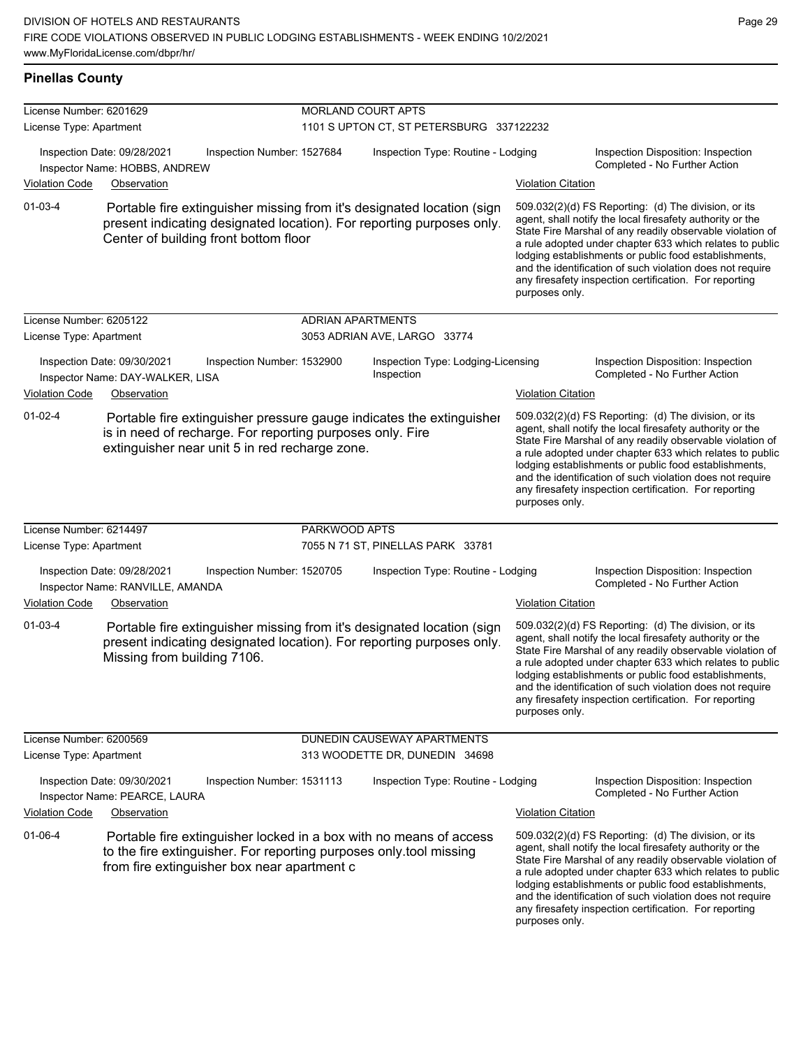## Pinellas County

| License Number: 6201629 | MORLAND COURT APTS | | |
|---|---|---|---|
| License Type: Apartment | 1101 S UPTON CT, ST PETERSBURG 337122232 | | |
| Inspection Date: 09/28/2021 Inspector Name: HOBBS, ANDREW | Inspection Number: 1527684 | Inspection Type: Routine - Lodging | Inspection Disposition: Inspection Completed - No Further Action |

| Violation Code | Observation | Violation Citation |
|---|---|---|
| 01-03-4 | Portable fire extinguisher missing from it's designated location (sign present indicating designated location). For reporting purposes only. Center of building front bottom floor | 509.032(2)(d) FS Reporting: (d) The division, or its agent, shall notify the local firesafety authority or the State Fire Marshal of any readily observable violation of a rule adopted under chapter 633 which relates to public lodging establishments or public food establishments, and the identification of such violation does not require any firesafety inspection certification. For reporting purposes only. |

| License Number: 6205122 | ADRIAN APARTMENTS | | |
|---|---|---|---|
| License Type: Apartment | 3053 ADRIAN AVE, LARGO 33774 | | |
| Inspection Date: 09/30/2021 Inspector Name: DAY-WALKER, LISA | Inspection Number: 1532900 | Inspection Type: Lodging-Licensing Inspection | Inspection Disposition: Inspection Completed - No Further Action |

| Violation Code | Observation | Violation Citation |
|---|---|---|
| 01-02-4 | Portable fire extinguisher pressure gauge indicates the extinguisher is in need of recharge. For reporting purposes only. Fire extinguisher near unit 5 in red recharge zone. | 509.032(2)(d) FS Reporting: (d) The division, or its agent, shall notify the local firesafety authority or the State Fire Marshal of any readily observable violation of a rule adopted under chapter 633 which relates to public lodging establishments or public food establishments, and the identification of such violation does not require any firesafety inspection certification. For reporting purposes only. |

| License Number: 6214497 | PARKWOOD APTS | | |
|---|---|---|---|
| License Type: Apartment | 7055 N 71 ST, PINELLAS PARK 33781 | | |
| Inspection Date: 09/28/2021 Inspector Name: RANVILLE, AMANDA | Inspection Number: 1520705 | Inspection Type: Routine - Lodging | Inspection Disposition: Inspection Completed - No Further Action |

| Violation Code | Observation | Violation Citation |
|---|---|---|
| 01-03-4 | Portable fire extinguisher missing from it's designated location (sign present indicating designated location). For reporting purposes only. Missing from building 7106. | 509.032(2)(d) FS Reporting: (d) The division, or its agent, shall notify the local firesafety authority or the State Fire Marshal of any readily observable violation of a rule adopted under chapter 633 which relates to public lodging establishments or public food establishments, and the identification of such violation does not require any firesafety inspection certification. For reporting purposes only. |

| License Number: 6200569 | DUNEDIN CAUSEWAY APARTMENTS | | |
|---|---|---|---|
| License Type: Apartment | 313 WOODETTE DR, DUNEDIN 34698 | | |
| Inspection Date: 09/30/2021 Inspector Name: PEARCE, LAURA | Inspection Number: 1531113 | Inspection Type: Routine - Lodging | Inspection Disposition: Inspection Completed - No Further Action |

| Violation Code | Observation | Violation Citation |
|---|---|---|
| 01-06-4 | Portable fire extinguisher locked in a box with no means of access to the fire extinguisher. For reporting purposes only.tool missing from fire extinguisher box near apartment c | 509.032(2)(d) FS Reporting: (d) The division, or its agent, shall notify the local firesafety authority or the State Fire Marshal of any readily observable violation of a rule adopted under chapter 633 which relates to public lodging establishments or public food establishments, and the identification of such violation does not require any firesafety inspection certification. For reporting purposes only. |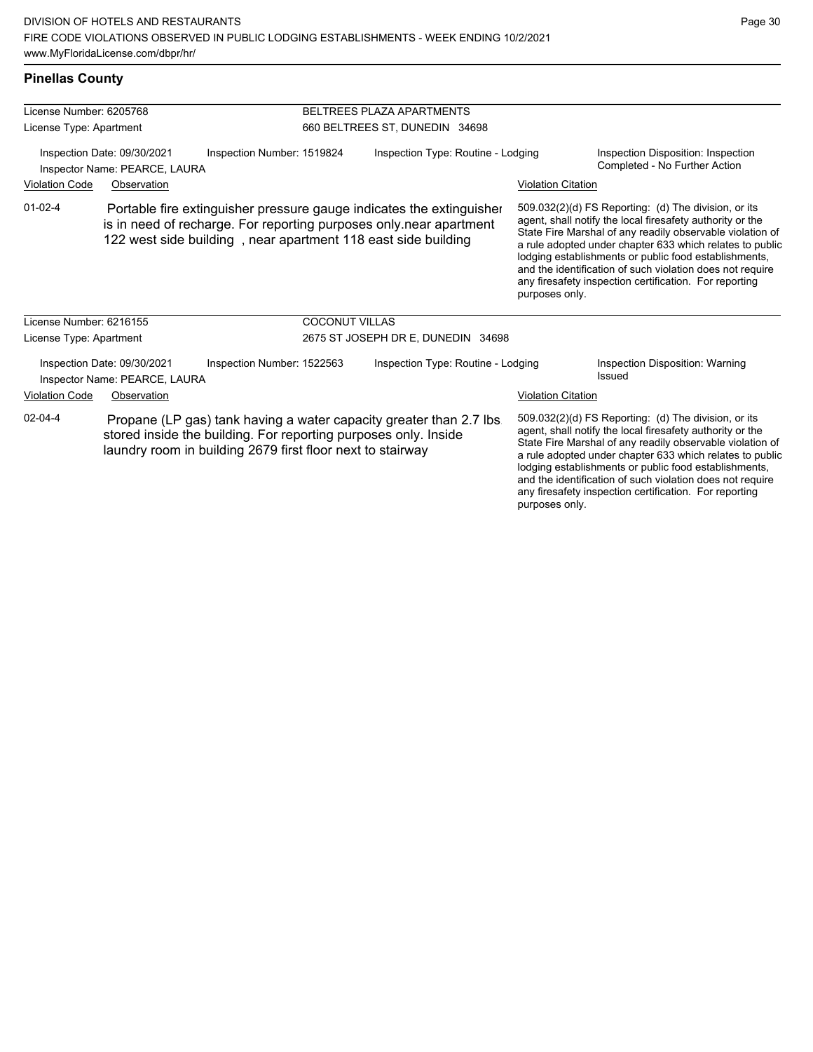## Pinellas County

| License Number: 6205768 | | BELTREES PLAZA APARTMENTS | |
|---|---|---|---|
| License Type: Apartment | | 660 BELTREES ST, DUNEDIN 34698 | |
| Inspection Date: 09/30/2021<br>Inspector Name: PEARCE, LAURA | Inspection Number: 1519824 | Inspection Type: Routine - Lodging | Inspection Disposition: Inspection Completed - No Further Action |

| Violation Code | Observation | Violation Citation |
|---|---|---|
| 01-02-4 | Portable fire extinguisher pressure gauge indicates the extinguisher is in need of recharge. For reporting purposes only.near apartment 122 west side building , near apartment 118 east side building | 509.032(2)(d) FS Reporting: (d) The division, or its agent, shall notify the local firesafety authority or the State Fire Marshal of any readily observable violation of a rule adopted under chapter 633 which relates to public lodging establishments or public food establishments, and the identification of such violation does not require any firesafety inspection certification. For reporting purposes only. |

| License Number: 6216155 | | COCONUT VILLAS | |
|---|---|---|---|
| License Type: Apartment | | 2675 ST JOSEPH DR E, DUNEDIN 34698 | |
| Inspection Date: 09/30/2021<br>Inspector Name: PEARCE, LAURA | Inspection Number: 1522563 | Inspection Type: Routine - Lodging | Inspection Disposition: Warning Issued |

| Violation Code | Observation | Violation Citation |
|---|---|---|
| 02-04-4 | Propane (LP gas) tank having a water capacity greater than 2.7 lbs. stored inside the building. For reporting purposes only. Inside laundry room in building 2679 first floor next to stairway | 509.032(2)(d) FS Reporting: (d) The division, or its agent, shall notify the local firesafety authority or the State Fire Marshal of any readily observable violation of a rule adopted under chapter 633 which relates to public lodging establishments or public food establishments, and the identification of such violation does not require any firesafety inspection certification. For reporting purposes only. |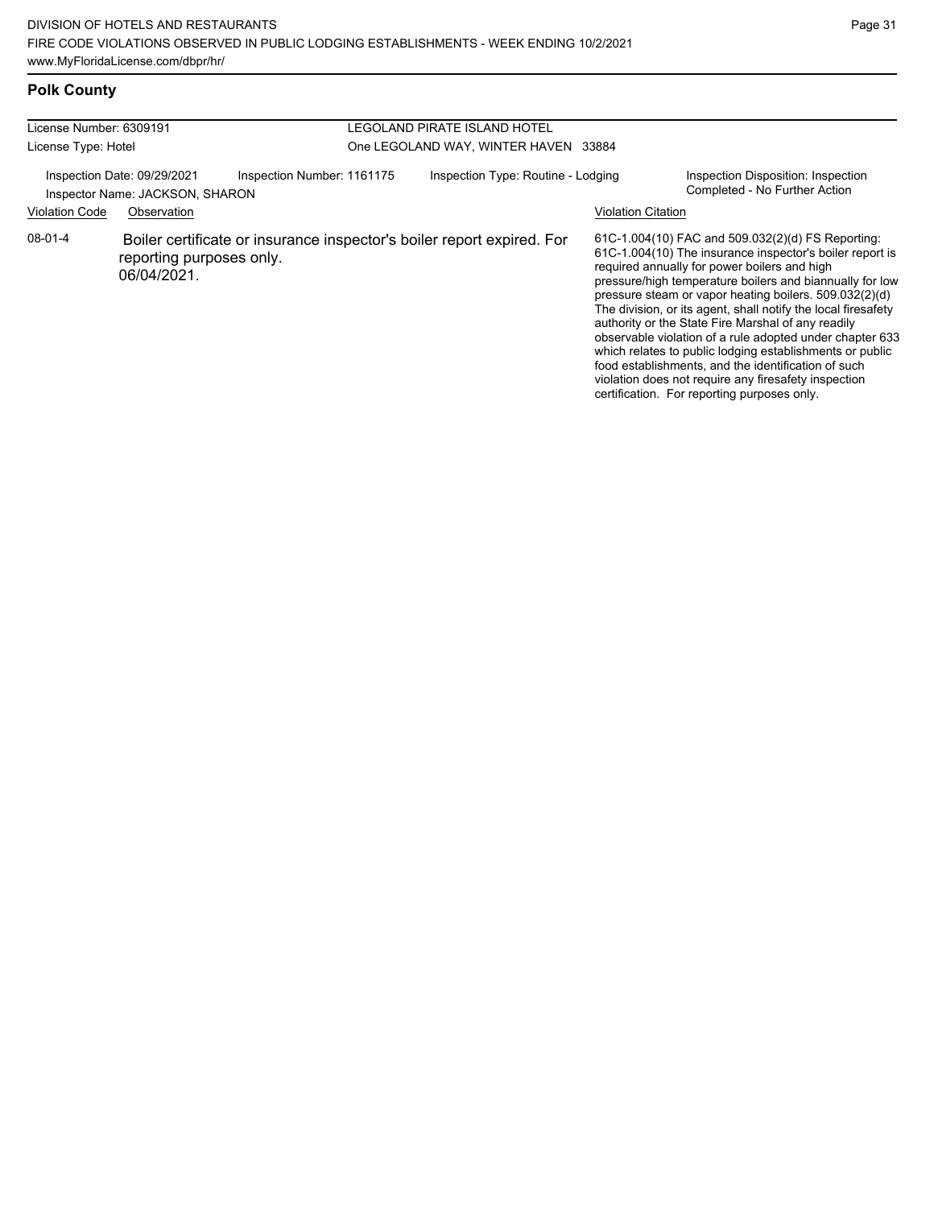## Polk County

License Number: 6309191
License Type: Hotel

LEGOLAND PIRATE ISLAND HOTEL
One LEGOLAND WAY, WINTER HAVEN 33884

Inspection Date: 09/29/2021
Inspector Name: JACKSON, SHARON
Inspection Number: 1161175
Inspection Type: Routine - Lodging
Inspection Disposition: Inspection Completed - No Further Action

| Violation Code | Observation | Violation Citation |
|---|---|---|
| 08-01-4 | Boiler certificate or insurance inspector's boiler report expired. For reporting purposes only. 06/04/2021. | 61C-1.004(10) FAC and 509.032(2)(d) FS Reporting: 61C-1.004(10) The insurance inspector's boiler report is required annually for power boilers and high pressure/high temperature boilers and biannually for low pressure steam or vapor heating boilers. 509.032(2)(d) The division, or its agent, shall notify the local firesafety authority or the State Fire Marshal of any readily observable violation of a rule adopted under chapter 633 which relates to public lodging establishments or public food establishments, and the identification of such violation does not require any firesafety inspection certification. For reporting purposes only. |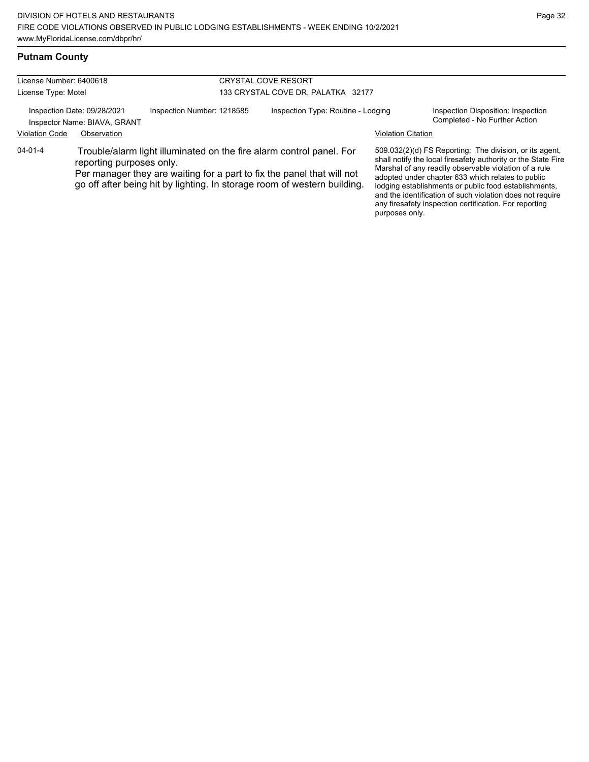## Putnam County

License Number: 6400618
License Type: Motel

CRYSTAL COVE RESORT
133 CRYSTAL COVE DR, PALATKA 32177

Inspection Date: 09/28/2021
Inspector Name: BIAVA, GRANT

Inspection Number: 1218585

Inspection Type: Routine - Lodging

Inspection Disposition: Inspection Completed - No Further Action

| Violation Code | Observation | Violation Citation |
| --- | --- | --- |
| 04-01-4 | Trouble/alarm light illuminated on the fire alarm control panel. For reporting purposes only. Per manager they are waiting for a part to fix the panel that will not go off after being hit by lighting. In storage room of western building. | 509.032(2)(d) FS Reporting: The division, or its agent, shall notify the local firesafety authority or the State Fire Marshal of any readily observable violation of a rule adopted under chapter 633 which relates to public lodging establishments or public food establishments, and the identification of such violation does not require any firesafety inspection certification. For reporting purposes only. |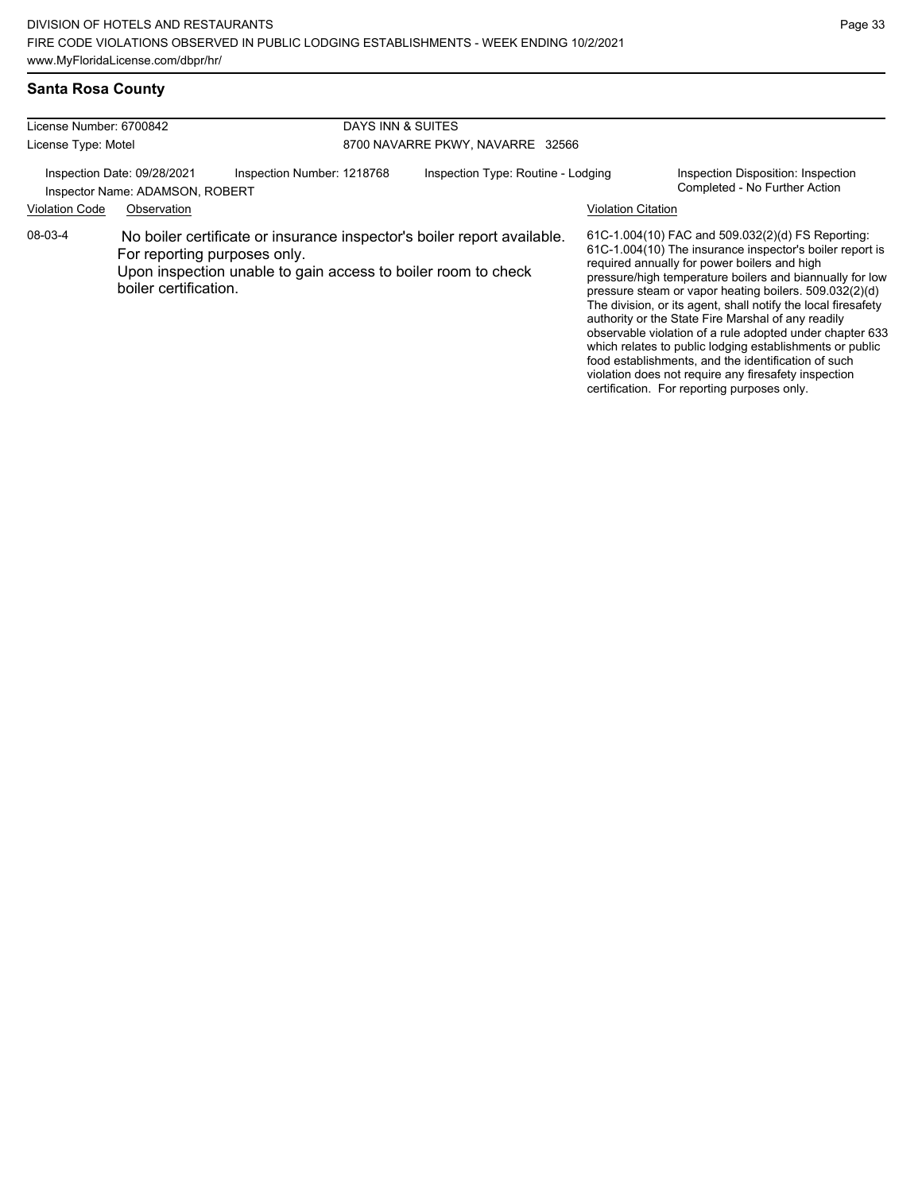## Santa Rosa County

| License Number: 6700842 | DAYS INN & SUITES |
|---|---|
| License Type: Motel | 8700 NAVARRE PKWY, NAVARRE 32566 |

Inspection Date: 09/28/2021 | Inspection Number: 1218768 | Inspection Type: Routine - Lodging | Inspection Disposition: Inspection Completed - No Further Action

Inspector Name: ADAMSON, ROBERT

| Violation Code | Observation | Violation Citation |
|---|---|---|
| 08-03-4 | No boiler certificate or insurance inspector's boiler report available. For reporting purposes only. Upon inspection unable to gain access to boiler room to check boiler certification. | 61C-1.004(10) FAC and 509.032(2)(d) FS Reporting: 61C-1.004(10) The insurance inspector's boiler report is required annually for power boilers and high pressure/high temperature boilers and biannually for low pressure steam or vapor heating boilers. 509.032(2)(d) The division, or its agent, shall notify the local firesafety authority or the State Fire Marshal of any readily observable violation of a rule adopted under chapter 633 which relates to public lodging establishments or public food establishments, and the identification of such violation does not require any firesafety inspection certification. For reporting purposes only. |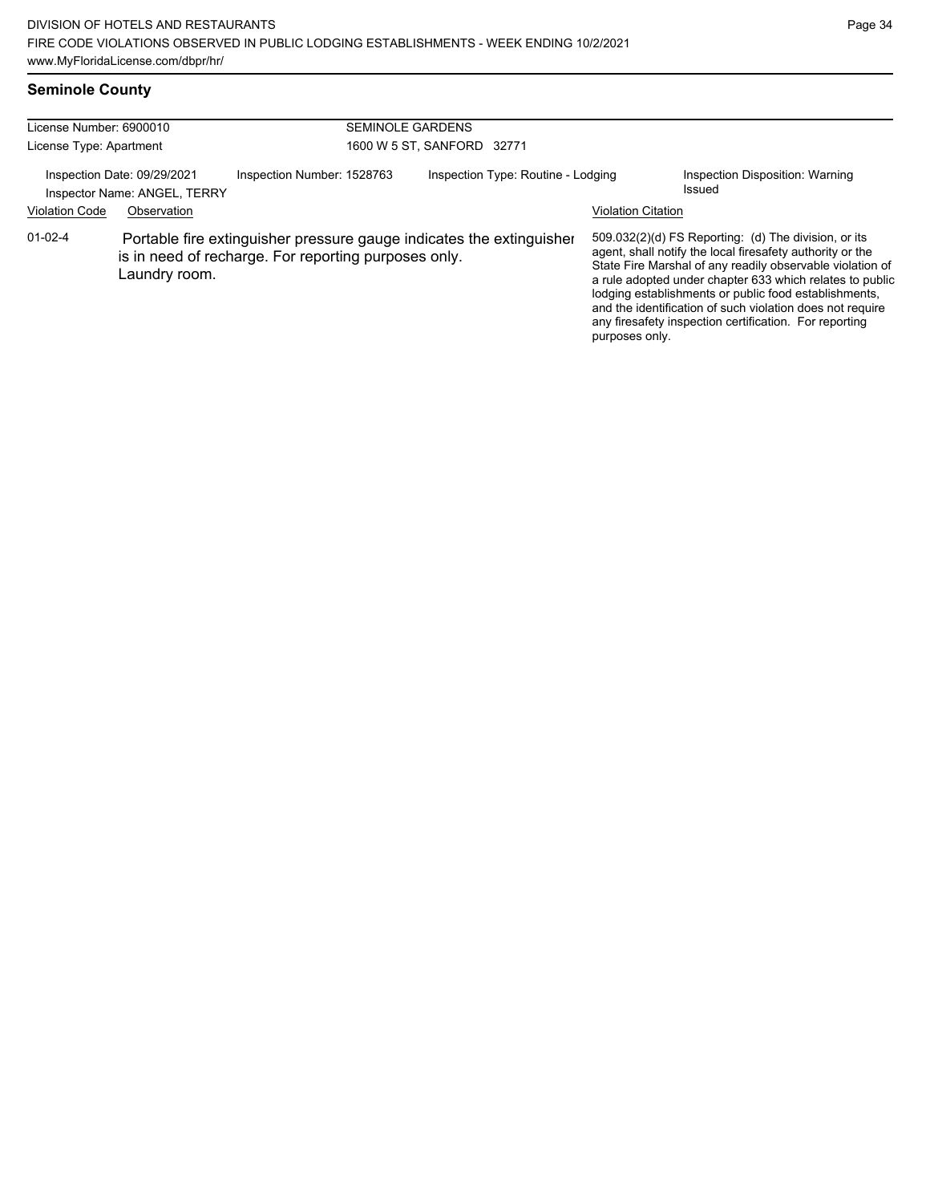## Seminole County

| License Number: 6900010 | SEMINOLE GARDENS |
|---|---|
| License Type: Apartment | 1600 W 5 ST, SANFORD 32771 |

Inspection Date: 09/29/2021 | Inspection Number: 1528763 | Inspection Type: Routine - Lodging | Inspection Disposition: Warning Issued

Inspector Name: ANGEL, TERRY

| Violation Code | Observation | Violation Citation |
|---|---|---|
| 01-02-4 | Portable fire extinguisher pressure gauge indicates the extinguisher is in need of recharge. For reporting purposes only. Laundry room. | 509.032(2)(d) FS Reporting: (d) The division, or its agent, shall notify the local firesafety authority or the State Fire Marshal of any readily observable violation of a rule adopted under chapter 633 which relates to public lodging establishments or public food establishments, and the identification of such violation does not require any firesafety inspection certification. For reporting purposes only. |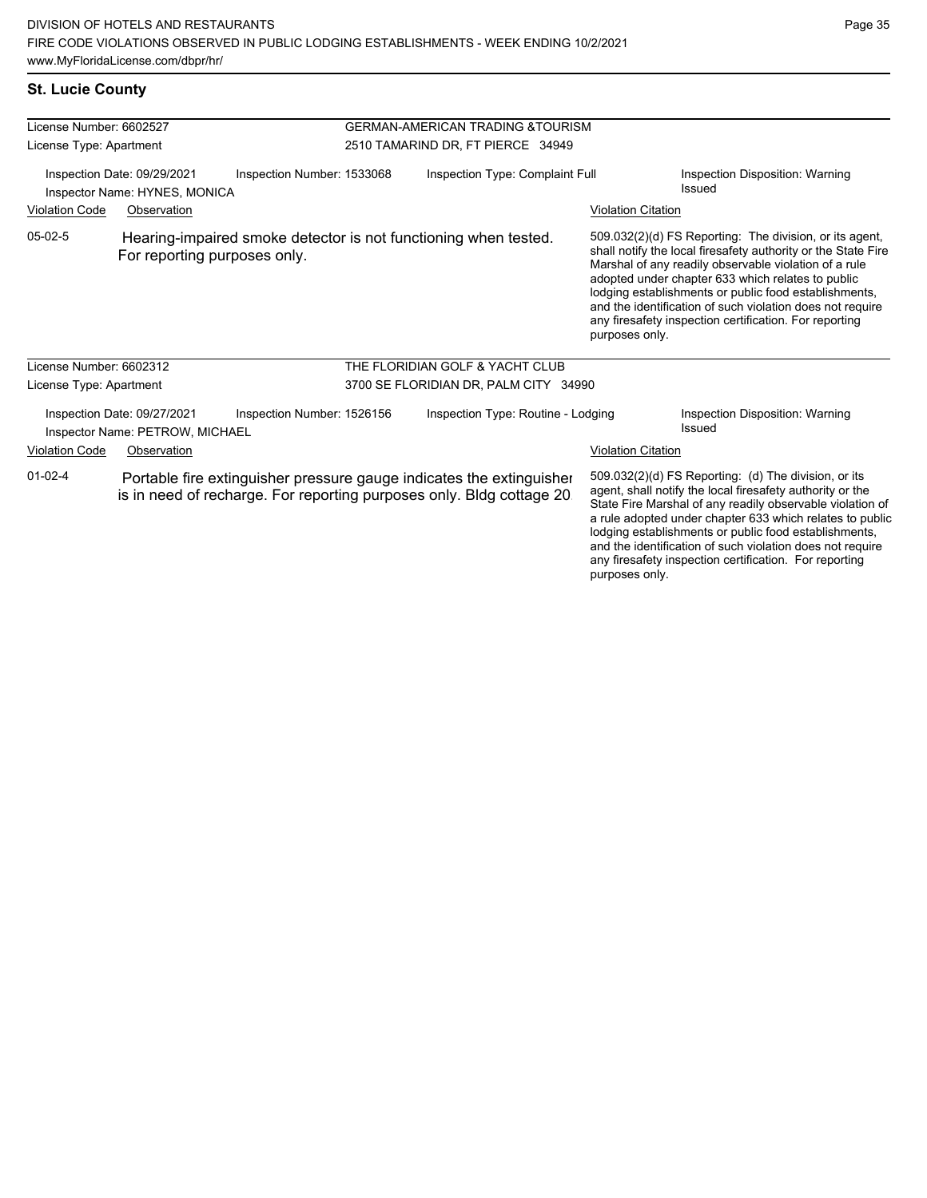## St. Lucie County

**License Number:** 6602527
**License Type:** Apartment

**GERMAN-AMERICAN TRADING &TOURISM**
2510 TAMARIND DR, FT PIERCE 34949

Inspection Date: 09/29/2021
Inspection Number: 1533068
Inspection Type: Complaint Full
Inspection Disposition: Warning Issued
Inspector Name: HYNES, MONICA

| Violation Code | Observation | Violation Citation |
|---|---|---|
| 05-02-5 | Hearing-impaired smoke detector is not functioning when tested. For reporting purposes only. | 509.032(2)(d) FS Reporting: The division, or its agent, shall notify the local firesafety authority or the State Fire Marshal of any readily observable violation of a rule adopted under chapter 633 which relates to public lodging establishments or public food establishments, and the identification of such violation does not require any firesafety inspection certification. For reporting purposes only. |

**License Number:** 6602312
**License Type:** Apartment

**THE FLORIDIAN GOLF & YACHT CLUB**
3700 SE FLORIDIAN DR, PALM CITY 34990

Inspection Date: 09/27/2021
Inspection Number: 1526156
Inspection Type: Routine - Lodging
Inspection Disposition: Warning Issued
Inspector Name: PETROW, MICHAEL

| Violation Code | Observation | Violation Citation |
|---|---|---|
| 01-02-4 | Portable fire extinguisher pressure gauge indicates the extinguisher is in need of recharge. For reporting purposes only. Bldg cottage 20 | 509.032(2)(d) FS Reporting: (d) The division, or its agent, shall notify the local firesafety authority or the State Fire Marshal of any readily observable violation of a rule adopted under chapter 633 which relates to public lodging establishments or public food establishments, and the identification of such violation does not require any firesafety inspection certification. For reporting purposes only. |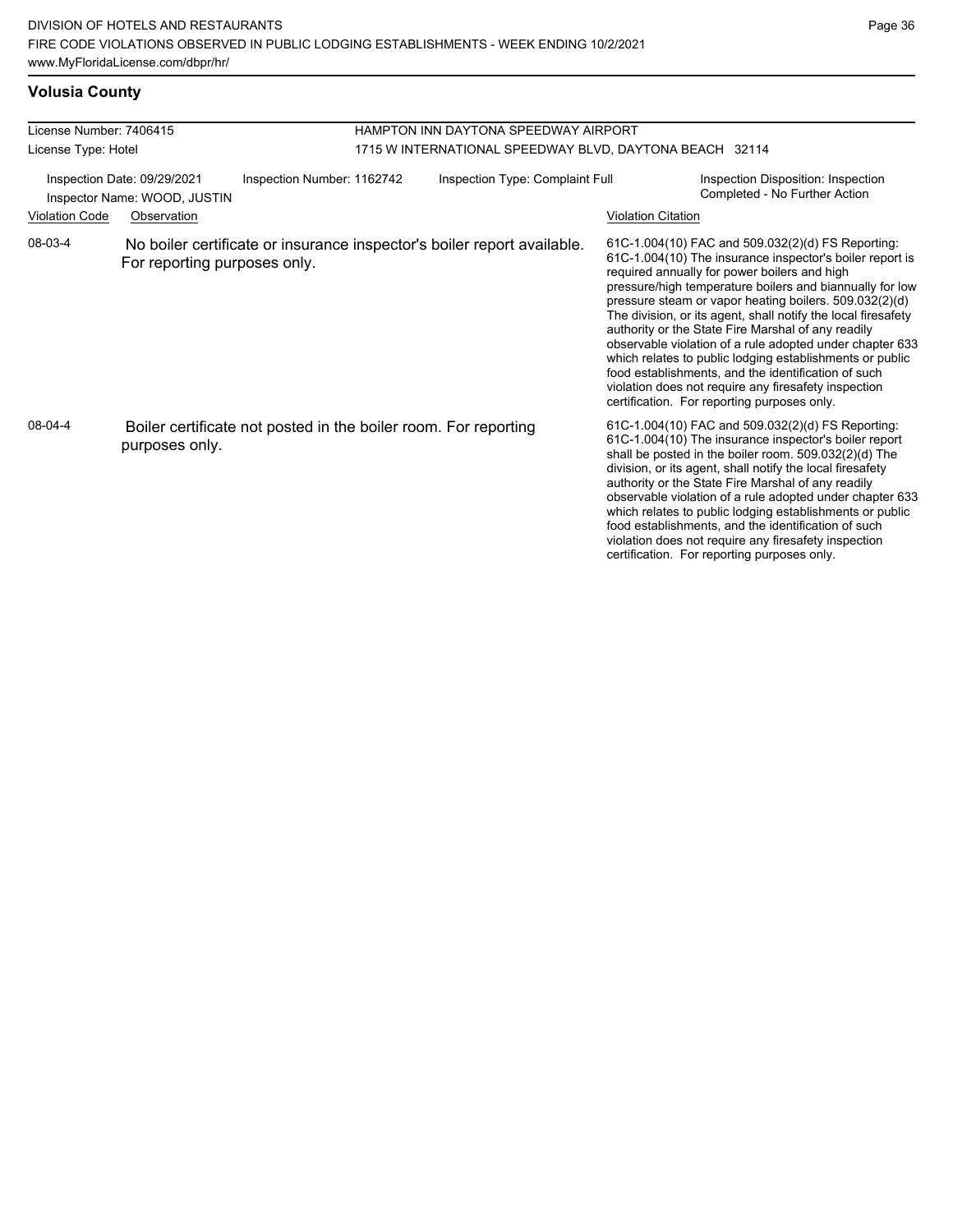## Volusia County

| License Number: 7406415 | HAMPTON INN DAYTONA SPEEDWAY AIRPORT |
|---|---|
| License Type: Hotel | 1715 W INTERNATIONAL SPEEDWAY BLVD, DAYTONA BEACH 32114 |

Inspection Date: 09/29/2021
Inspector Name: WOOD, JUSTIN
Inspection Number: 1162742
Inspection Type: Complaint Full
Inspection Disposition: Inspection Completed - No Further Action

| Violation Code | Observation | Violation Citation |
|---|---|---|
| 08-03-4 | No boiler certificate or insurance inspector's boiler report available. For reporting purposes only. | 61C-1.004(10) FAC and 509.032(2)(d) FS Reporting: 61C-1.004(10) The insurance inspector's boiler report is required annually for power boilers and high pressure/high temperature boilers and biannually for low pressure steam or vapor heating boilers. 509.032(2)(d) The division, or its agent, shall notify the local firesafety authority or the State Fire Marshal of any readily observable violation of a rule adopted under chapter 633 which relates to public lodging establishments or public food establishments, and the identification of such violation does not require any firesafety inspection certification. For reporting purposes only. |
| 08-04-4 | Boiler certificate not posted in the boiler room. For reporting purposes only. | 61C-1.004(10) FAC and 509.032(2)(d) FS Reporting: 61C-1.004(10) The insurance inspector's boiler report shall be posted in the boiler room. 509.032(2)(d) The division, or its agent, shall notify the local firesafety authority or the State Fire Marshal of any readily observable violation of a rule adopted under chapter 633 which relates to public lodging establishments or public food establishments, and the identification of such violation does not require any firesafety inspection certification. For reporting purposes only. |